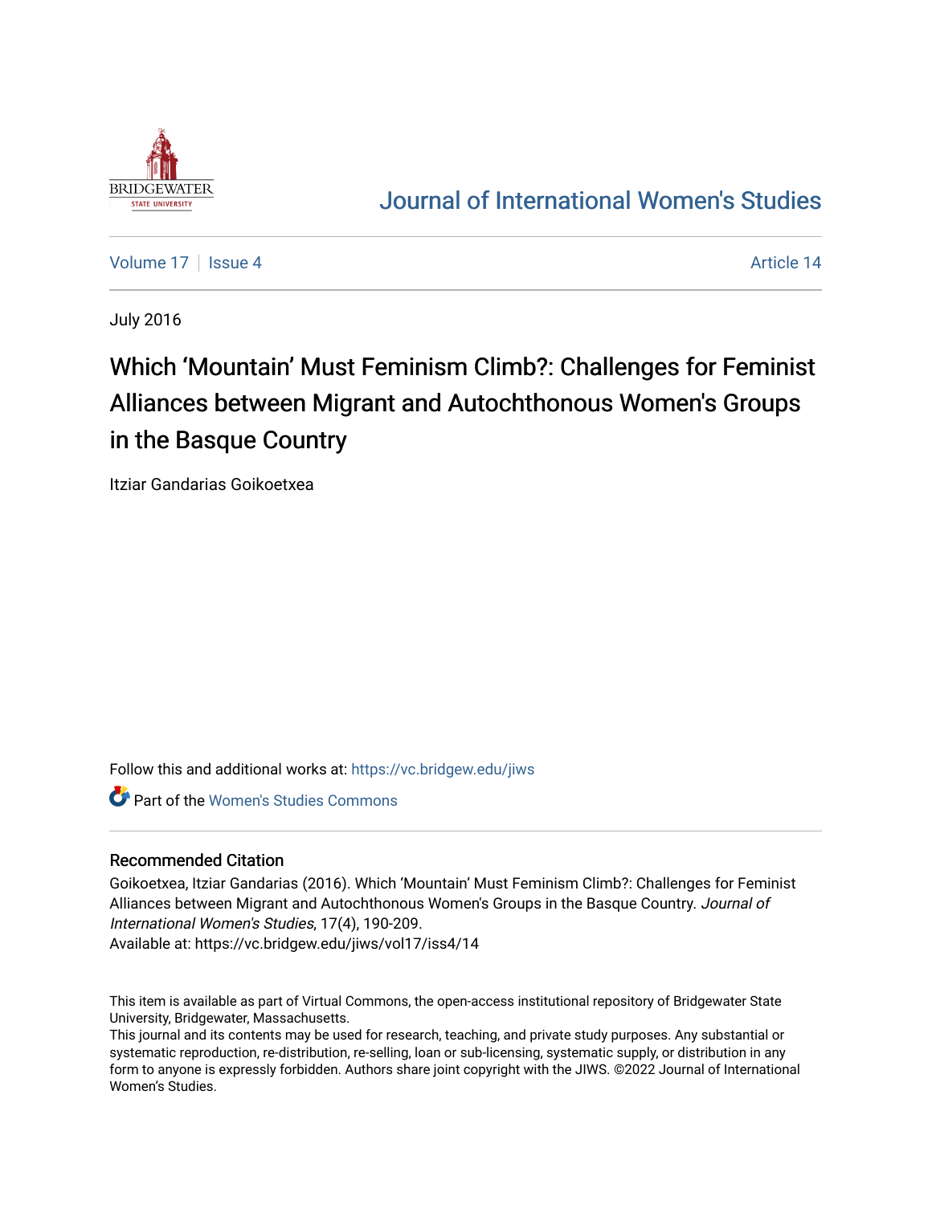Journal of International Women's Studies

Volume 17 | Issue 4 | Article 14

July 2016

# Which 'Mountain' Must Feminism Climb?: Challenges for Feminist Alliances between Migrant and Autochthonous Women's Groups in the Basque Country

Itziar Gandarias Goikoetxea

Follow this and additional works at: https://vc.bridgew.edu/jiws

Part of the Women's Studies Commons

## Recommended Citation

Goikoetxea, Itziar Gandarias (2016). Which 'Mountain' Must Feminism Climb?: Challenges for Feminist Alliances between Migrant and Autochthonous Women's Groups in the Basque Country. *Journal of International Women's Studies*, 17(4), 190-209.
Available at: https://vc.bridgew.edu/jiws/vol17/iss4/14

This item is available as part of Virtual Commons, the open-access institutional repository of Bridgewater State University, Bridgewater, Massachusetts.
This journal and its contents may be used for research, teaching, and private study purposes. Any substantial or systematic reproduction, re-distribution, re-selling, loan or sub-licensing, systematic supply, or distribution in any form to anyone is expressly forbidden. Authors share joint copyright with the JIWS. ©2022 Journal of International Women's Studies.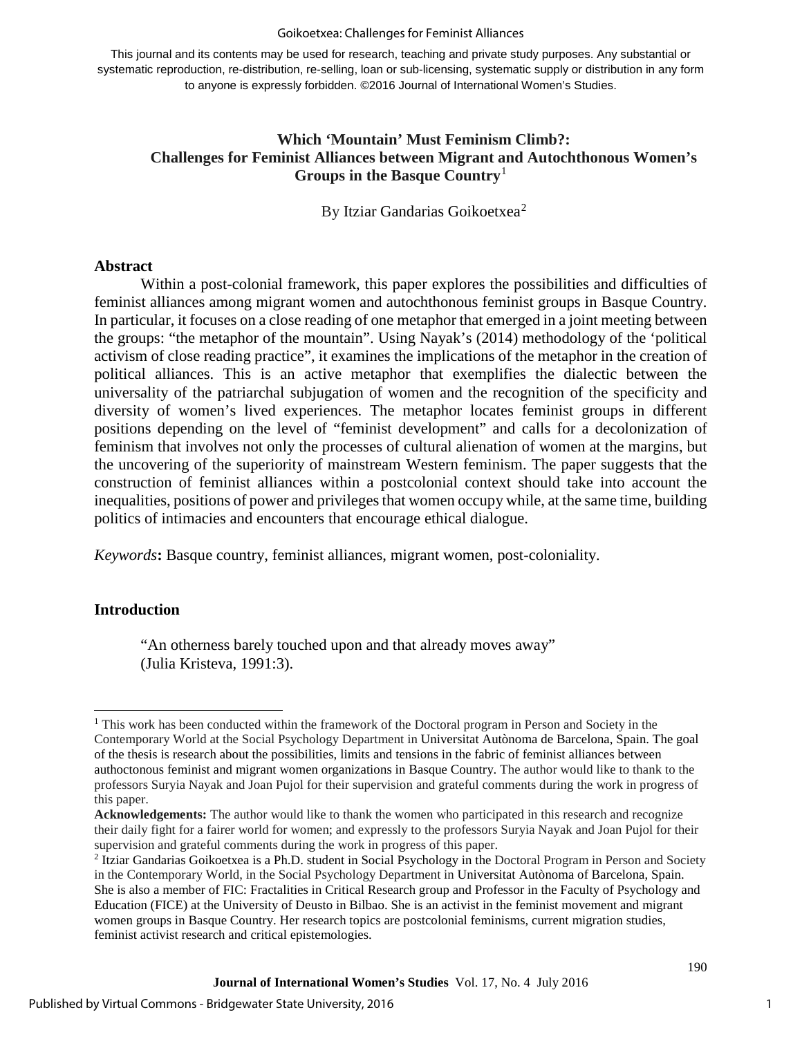This journal and its contents may be used for research, teaching and private study purposes. Any substantial or systematic reproduction, re-distribution, re-selling, loan or sub-licensing, systematic supply or distribution in any form to anyone is expressly forbidden. ©2016 Journal of International Women's Studies.

# Which 'Mountain' Must Feminism Climb?: Challenges for Feminist Alliances between Migrant and Autochthonous Women's Groups in the Basque Country[1]

By Itziar Gandarias Goikoetxea[2]

## Abstract

Within a post-colonial framework, this paper explores the possibilities and difficulties of feminist alliances among migrant women and autochthonous feminist groups in Basque Country. In particular, it focuses on a close reading of one metaphor that emerged in a joint meeting between the groups: "the metaphor of the mountain". Using Nayak's (2014) methodology of the 'political activism of close reading practice", it examines the implications of the metaphor in the creation of political alliances. This is an active metaphor that exemplifies the dialectic between the universality of the patriarchal subjugation of women and the recognition of the specificity and diversity of women's lived experiences. The metaphor locates feminist groups in different positions depending on the level of "feminist development" and calls for a decolonization of feminism that involves not only the processes of cultural alienation of women at the margins, but the uncovering of the superiority of mainstream Western feminism. The paper suggests that the construction of feminist alliances within a postcolonial context should take into account the inequalities, positions of power and privileges that women occupy while, at the same time, building politics of intimacies and encounters that encourage ethical dialogue.

*Keywords***:** Basque country, feminist alliances, migrant women, post-coloniality.

## Introduction

"An otherness barely touched upon and that already moves away"
(Julia Kristeva, 1991:3).

---

[1] This work has been conducted within the framework of the Doctoral program in Person and Society in the Contemporary World at the Social Psychology Department in Universitat Autònoma de Barcelona, Spain. The goal of the thesis is research about the possibilities, limits and tensions in the fabric of feminist alliances between authoctonous feminist and migrant women organizations in Basque Country. The author would like to thank to the professors Suryia Nayak and Joan Pujol for their supervision and grateful comments during the work in progress of this paper.

**Acknowledgements:** The author would like to thank the women who participated in this research and recognize their daily fight for a fairer world for women; and expressly to the professors Suryia Nayak and Joan Pujol for their supervision and grateful comments during the work in progress of this paper.

[2] Itziar Gandarias Goikoetxea is a Ph.D. student in Social Psychology in the Doctoral Program in Person and Society in the Contemporary World, in the Social Psychology Department in Universitat Autònoma of Barcelona, Spain. She is also a member of FIC: Fractalities in Critical Research group and Professor in the Faculty of Psychology and Education (FICE) at the University of Deusto in Bilbao. She is an activist in the feminist movement and migrant women groups in Basque Country. Her research topics are postcolonial feminisms, current migration studies, feminist activist research and critical epistemologies.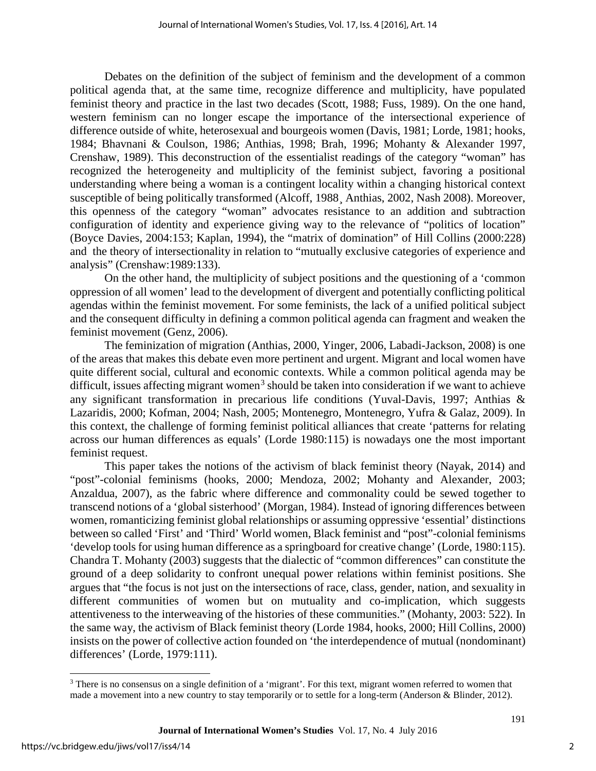Debates on the definition of the subject of feminism and the development of a common political agenda that, at the same time, recognize difference and multiplicity, have populated feminist theory and practice in the last two decades (Scott, 1988; Fuss, 1989). On the one hand, western feminism can no longer escape the importance of the intersectional experience of difference outside of white, heterosexual and bourgeois women (Davis, 1981; Lorde, 1981; hooks, 1984; Bhavnani & Coulson, 1986; Anthias, 1998; Brah, 1996; Mohanty & Alexander 1997, Crenshaw, 1989). This deconstruction of the essentialist readings of the category "woman" has recognized the heterogeneity and multiplicity of the feminist subject, favoring a positional understanding where being a woman is a contingent locality within a changing historical context susceptible of being politically transformed (Alcoff, 1988¸ Anthias, 2002, Nash 2008). Moreover, this openness of the category "woman" advocates resistance to an addition and subtraction configuration of identity and experience giving way to the relevance of "politics of location" (Boyce Davies, 2004:153; Kaplan, 1994), the "matrix of domination" of Hill Collins (2000:228) and the theory of intersectionality in relation to "mutually exclusive categories of experience and analysis" (Crenshaw:1989:133).

On the other hand, the multiplicity of subject positions and the questioning of a 'common oppression of all women' lead to the development of divergent and potentially conflicting political agendas within the feminist movement. For some feminists, the lack of a unified political subject and the consequent difficulty in defining a common political agenda can fragment and weaken the feminist movement (Genz, 2006).

The feminization of migration (Anthias, 2000, Yinger, 2006, Labadi-Jackson, 2008) is one of the areas that makes this debate even more pertinent and urgent. Migrant and local women have quite different social, cultural and economic contexts. While a common political agenda may be difficult, issues affecting migrant women[3] should be taken into consideration if we want to achieve any significant transformation in precarious life conditions (Yuval-Davis, 1997; Anthias & Lazaridis, 2000; Kofman, 2004; Nash, 2005; Montenegro, Montenegro, Yufra & Galaz, 2009). In this context, the challenge of forming feminist political alliances that create 'patterns for relating across our human differences as equals' (Lorde 1980:115) is nowadays one the most important feminist request.

This paper takes the notions of the activism of black feminist theory (Nayak, 2014) and "post"-colonial feminisms (hooks, 2000; Mendoza, 2002; Mohanty and Alexander, 2003; Anzaldua, 2007), as the fabric where difference and commonality could be sewed together to transcend notions of a 'global sisterhood' (Morgan, 1984). Instead of ignoring differences between women, romanticizing feminist global relationships or assuming oppressive 'essential' distinctions between so called 'First' and 'Third' World women, Black feminist and "post"-colonial feminisms 'develop tools for using human difference as a springboard for creative change' (Lorde, 1980:115). Chandra T. Mohanty (2003) suggests that the dialectic of "common differences" can constitute the ground of a deep solidarity to confront unequal power relations within feminist positions. She argues that "the focus is not just on the intersections of race, class, gender, nation, and sexuality in different communities of women but on mutuality and co-implication, which suggests attentiveness to the interweaving of the histories of these communities." (Mohanty, 2003: 522). In the same way, the activism of Black feminist theory (Lorde 1984, hooks, 2000; Hill Collins, 2000) insists on the power of collective action founded on 'the interdependence of mutual (nondominant) differences' (Lorde, 1979:111).

[3] There is no consensus on a single definition of a 'migrant'. For this text, migrant women referred to women that made a movement into a new country to stay temporarily or to settle for a long-term (Anderson & Blinder, 2012).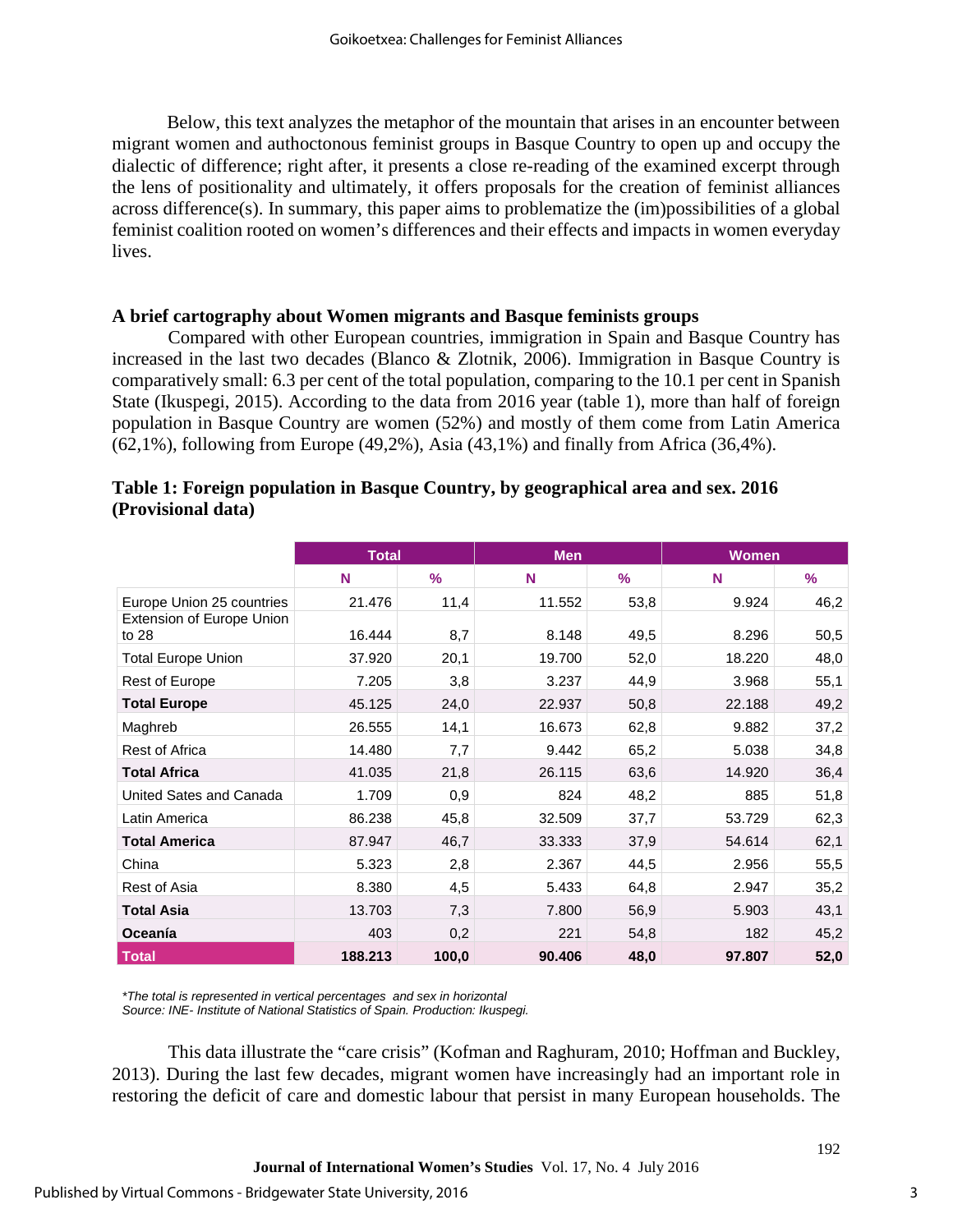Below, this text analyzes the metaphor of the mountain that arises in an encounter between migrant women and authoctonous feminist groups in Basque Country to open up and occupy the dialectic of difference; right after, it presents a close re-reading of the examined excerpt through the lens of positionality and ultimately, it offers proposals for the creation of feminist alliances across difference(s). In summary, this paper aims to problematize the (im)possibilities of a global feminist coalition rooted on women's differences and their effects and impacts in women everyday lives.

## A brief cartography about Women migrants and Basque feminists groups

Compared with other European countries, immigration in Spain and Basque Country has increased in the last two decades (Blanco & Zlotnik, 2006). Immigration in Basque Country is comparatively small: 6.3 per cent of the total population, comparing to the 10.1 per cent in Spanish State (Ikuspegi, 2015). According to the data from 2016 year (table 1), more than half of foreign population in Basque Country are women (52%) and mostly of them come from Latin America (62,1%), following from Europe (49,2%), Asia (43,1%) and finally from Africa (36,4%).

**Table 1: Foreign population in Basque Country, by geographical area and sex. 2016 (Provisional data)**

| | Total | | Men | | Women | |
|---|---|---|---|---|---|---|
| | N | % | N | % | N | % |
| Europe Union 25 countries | 21.476 | 11,4 | 11.552 | 53,8 | 9.924 | 46,2 |
| Extension of Europe Union to 28 | 16.444 | 8,7 | 8.148 | 49,5 | 8.296 | 50,5 |
| Total Europe Union | 37.920 | 20,1 | 19.700 | 52,0 | 18.220 | 48,0 |
| Rest of Europe | 7.205 | 3,8 | 3.237 | 44,9 | 3.968 | 55,1 |
| **Total Europe** | 45.125 | 24,0 | 22.937 | 50,8 | 22.188 | 49,2 |
| Maghreb | 26.555 | 14,1 | 16.673 | 62,8 | 9.882 | 37,2 |
| Rest of Africa | 14.480 | 7,7 | 9.442 | 65,2 | 5.038 | 34,8 |
| **Total Africa** | 41.035 | 21,8 | 26.115 | 63,6 | 14.920 | 36,4 |
| United Sates and Canada | 1.709 | 0,9 | 824 | 48,2 | 885 | 51,8 |
| Latin America | 86.238 | 45,8 | 32.509 | 37,7 | 53.729 | 62,3 |
| **Total America** | 87.947 | 46,7 | 33.333 | 37,9 | 54.614 | 62,1 |
| China | 5.323 | 2,8 | 2.367 | 44,5 | 2.956 | 55,5 |
| Rest of Asia | 8.380 | 4,5 | 5.433 | 64,8 | 2.947 | 35,2 |
| **Total Asia** | 13.703 | 7,3 | 7.800 | 56,9 | 5.903 | 43,1 |
| **Oceanía** | 403 | 0,2 | 221 | 54,8 | 182 | 45,2 |
| **Total** | **188.213** | **100,0** | **90.406** | **48,0** | **97.807** | **52,0** |

*\*The total is represented in vertical percentages and sex in horizontal*
*Source: INE- Institute of National Statistics of Spain. Production: Ikuspegi.*

This data illustrate the "care crisis" (Kofman and Raghuram, 2010; Hoffman and Buckley, 2013). During the last few decades, migrant women have increasingly had an important role in restoring the deficit of care and domestic labour that persist in many European households. The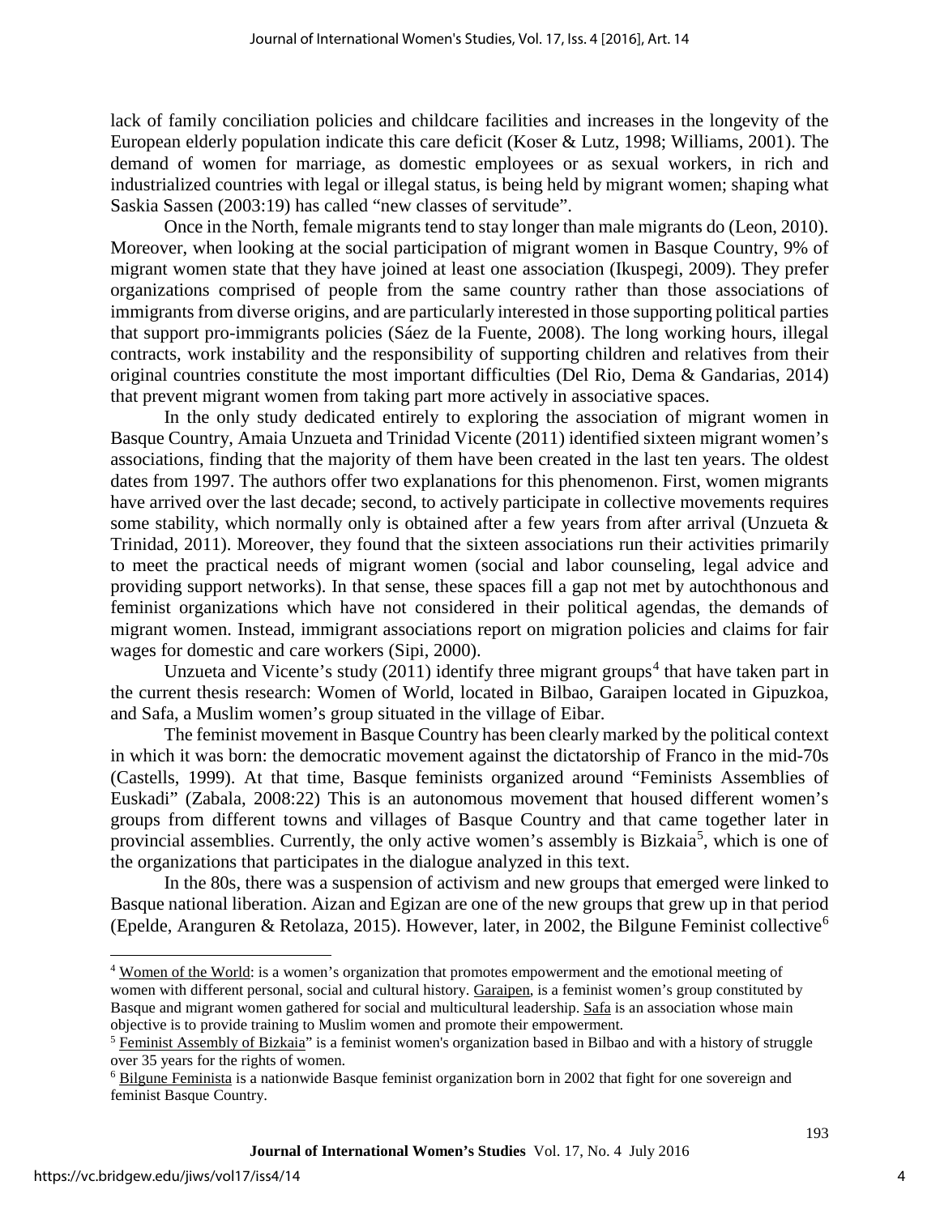lack of family conciliation policies and childcare facilities and increases in the longevity of the European elderly population indicate this care deficit (Koser & Lutz, 1998; Williams, 2001). The demand of women for marriage, as domestic employees or as sexual workers, in rich and industrialized countries with legal or illegal status, is being held by migrant women; shaping what Saskia Sassen (2003:19) has called "new classes of servitude".

Once in the North, female migrants tend to stay longer than male migrants do (Leon, 2010). Moreover, when looking at the social participation of migrant women in Basque Country, 9% of migrant women state that they have joined at least one association (Ikuspegi, 2009). They prefer organizations comprised of people from the same country rather than those associations of immigrants from diverse origins, and are particularly interested in those supporting political parties that support pro-immigrants policies (Sáez de la Fuente, 2008). The long working hours, illegal contracts, work instability and the responsibility of supporting children and relatives from their original countries constitute the most important difficulties (Del Rio, Dema & Gandarias, 2014) that prevent migrant women from taking part more actively in associative spaces.

In the only study dedicated entirely to exploring the association of migrant women in Basque Country, Amaia Unzueta and Trinidad Vicente (2011) identified sixteen migrant women's associations, finding that the majority of them have been created in the last ten years. The oldest dates from 1997. The authors offer two explanations for this phenomenon. First, women migrants have arrived over the last decade; second, to actively participate in collective movements requires some stability, which normally only is obtained after a few years from after arrival (Unzueta & Trinidad, 2011). Moreover, they found that the sixteen associations run their activities primarily to meet the practical needs of migrant women (social and labor counseling, legal advice and providing support networks). In that sense, these spaces fill a gap not met by autochthonous and feminist organizations which have not considered in their political agendas, the demands of migrant women. Instead, immigrant associations report on migration policies and claims for fair wages for domestic and care workers (Sipi, 2000).

Unzueta and Vicente's study (2011) identify three migrant groups[4] that have taken part in the current thesis research: Women of World, located in Bilbao, Garaipen located in Gipuzkoa, and Safa, a Muslim women's group situated in the village of Eibar.

The feminist movement in Basque Country has been clearly marked by the political context in which it was born: the democratic movement against the dictatorship of Franco in the mid-70s (Castells, 1999). At that time, Basque feminists organized around "Feminists Assemblies of Euskadi" (Zabala, 2008:22) This is an autonomous movement that housed different women's groups from different towns and villages of Basque Country and that came together later in provincial assemblies. Currently, the only active women's assembly is Bizkaia[5], which is one of the organizations that participates in the dialogue analyzed in this text.

In the 80s, there was a suspension of activism and new groups that emerged were linked to Basque national liberation. Aizan and Egizan are one of the new groups that grew up in that period (Epelde, Aranguren & Retolaza, 2015). However, later, in 2002, the Bilgune Feminist collective[6]

---

[4] Women of the World: is a women's organization that promotes empowerment and the emotional meeting of women with different personal, social and cultural history. Garaipen, is a feminist women's group constituted by Basque and migrant women gathered for social and multicultural leadership. Safa is an association whose main objective is to provide training to Muslim women and promote their empowerment.

[5] Feminist Assembly of Bizkaia" is a feminist women's organization based in Bilbao and with a history of struggle over 35 years for the rights of women.

[6] Bilgune Feminista is a nationwide Basque feminist organization born in 2002 that fight for one sovereign and feminist Basque Country.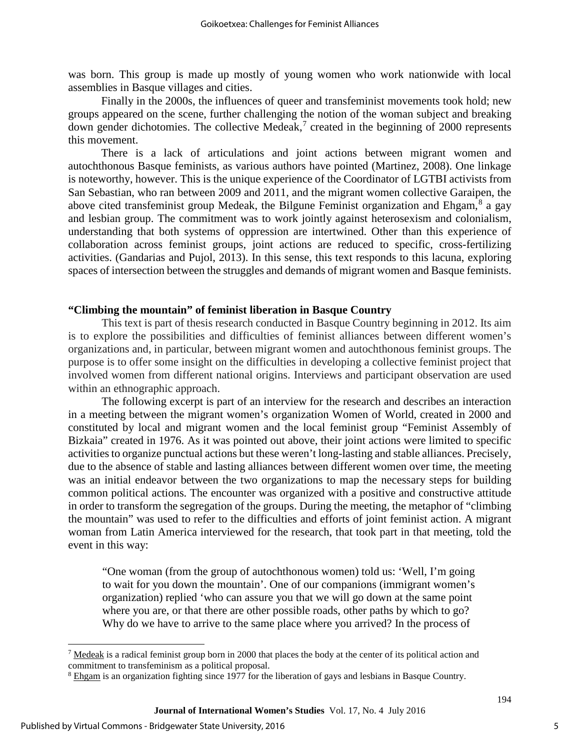was born. This group is made up mostly of young women who work nationwide with local assemblies in Basque villages and cities.

Finally in the 2000s, the influences of queer and transfeminist movements took hold; new groups appeared on the scene, further challenging the notion of the woman subject and breaking down gender dichotomies. The collective Medeak,[7] created in the beginning of 2000 represents this movement.

There is a lack of articulations and joint actions between migrant women and autochthonous Basque feminists, as various authors have pointed (Martinez, 2008). One linkage is noteworthy, however. This is the unique experience of the Coordinator of LGTBI activists from San Sebastian, who ran between 2009 and 2011, and the migrant women collective Garaipen, the above cited transfeminist group Medeak, the Bilgune Feminist organization and Ehgam,[8] a gay and lesbian group. The commitment was to work jointly against heterosexism and colonialism, understanding that both systems of oppression are intertwined. Other than this experience of collaboration across feminist groups, joint actions are reduced to specific, cross-fertilizing activities. (Gandarias and Pujol, 2013). In this sense, this text responds to this lacuna, exploring spaces of intersection between the struggles and demands of migrant women and Basque feminists.

## "Climbing the mountain" of feminist liberation in Basque Country

This text is part of thesis research conducted in Basque Country beginning in 2012. Its aim is to explore the possibilities and difficulties of feminist alliances between different women's organizations and, in particular, between migrant women and autochthonous feminist groups. The purpose is to offer some insight on the difficulties in developing a collective feminist project that involved women from different national origins. Interviews and participant observation are used within an ethnographic approach.

The following excerpt is part of an interview for the research and describes an interaction in a meeting between the migrant women's organization Women of World, created in 2000 and constituted by local and migrant women and the local feminist group "Feminist Assembly of Bizkaia" created in 1976. As it was pointed out above, their joint actions were limited to specific activities to organize punctual actions but these weren't long-lasting and stable alliances. Precisely, due to the absence of stable and lasting alliances between different women over time, the meeting was an initial endeavor between the two organizations to map the necessary steps for building common political actions. The encounter was organized with a positive and constructive attitude in order to transform the segregation of the groups. During the meeting, the metaphor of "climbing the mountain" was used to refer to the difficulties and efforts of joint feminist action. A migrant woman from Latin America interviewed for the research, that took part in that meeting, told the event in this way:

> "One woman (from the group of autochthonous women) told us: 'Well, I'm going to wait for you down the mountain'. One of our companions (immigrant women's organization) replied 'who can assure you that we will go down at the same point where you are, or that there are other possible roads, other paths by which to go? Why do we have to arrive to the same place where you arrived? In the process of

---

[7] Medeak is a radical feminist group born in 2000 that places the body at the center of its political action and commitment to transfeminism as a political proposal.

[8] Ehgam is an organization fighting since 1977 for the liberation of gays and lesbians in Basque Country.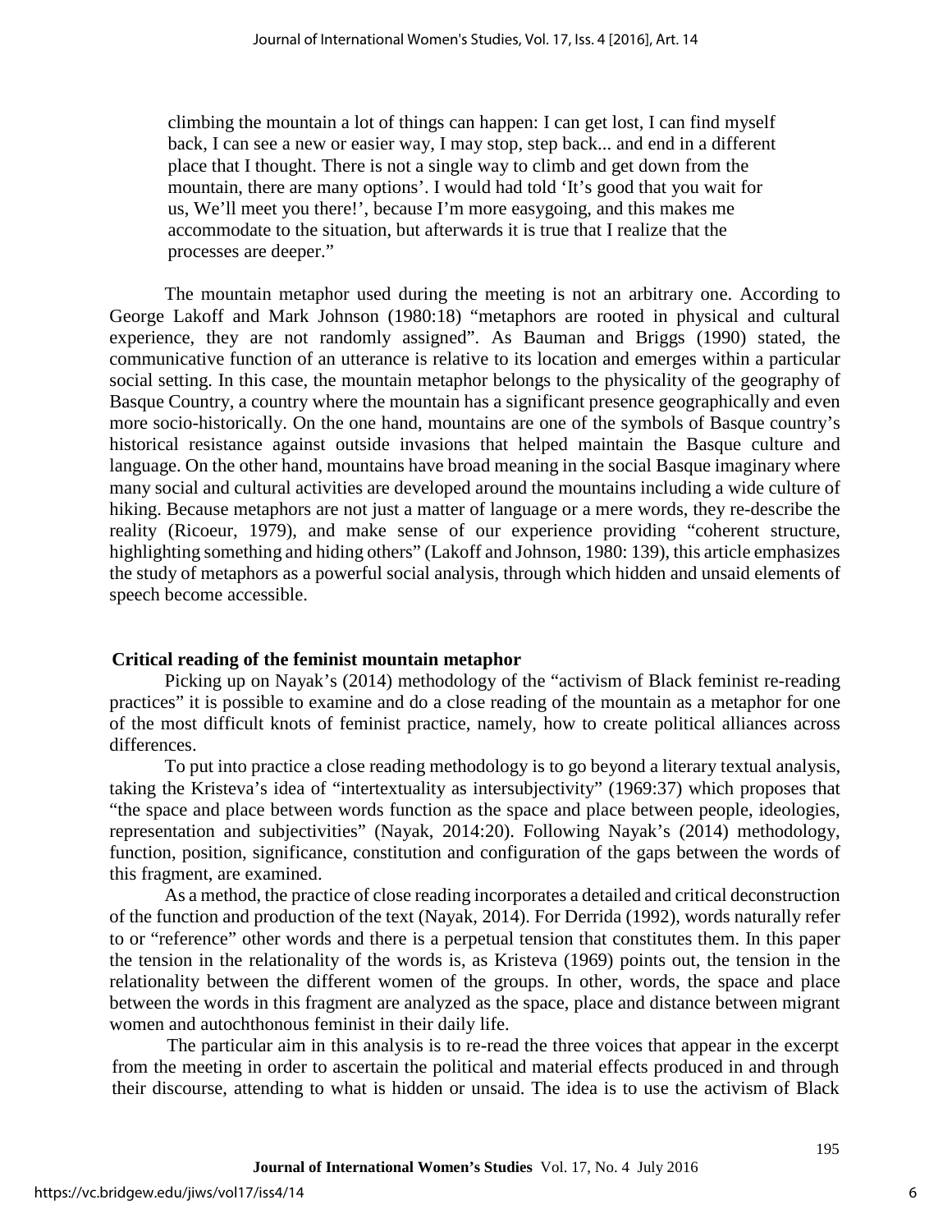climbing the mountain a lot of things can happen: I can get lost, I can find myself back, I can see a new or easier way, I may stop, step back... and end in a different place that I thought. There is not a single way to climb and get down from the mountain, there are many options'. I would had told 'It's good that you wait for us, We'll meet you there!', because I'm more easygoing, and this makes me accommodate to the situation, but afterwards it is true that I realize that the processes are deeper."

The mountain metaphor used during the meeting is not an arbitrary one. According to George Lakoff and Mark Johnson (1980:18) "metaphors are rooted in physical and cultural experience, they are not randomly assigned". As Bauman and Briggs (1990) stated, the communicative function of an utterance is relative to its location and emerges within a particular social setting. In this case, the mountain metaphor belongs to the physicality of the geography of Basque Country, a country where the mountain has a significant presence geographically and even more socio-historically. On the one hand, mountains are one of the symbols of Basque country's historical resistance against outside invasions that helped maintain the Basque culture and language. On the other hand, mountains have broad meaning in the social Basque imaginary where many social and cultural activities are developed around the mountains including a wide culture of hiking. Because metaphors are not just a matter of language or a mere words, they re-describe the reality (Ricoeur, 1979), and make sense of our experience providing "coherent structure, highlighting something and hiding others" (Lakoff and Johnson, 1980: 139), this article emphasizes the study of metaphors as a powerful social analysis, through which hidden and unsaid elements of speech become accessible.

## Critical reading of the feminist mountain metaphor

Picking up on Nayak's (2014) methodology of the "activism of Black feminist re-reading practices" it is possible to examine and do a close reading of the mountain as a metaphor for one of the most difficult knots of feminist practice, namely, how to create political alliances across differences.

To put into practice a close reading methodology is to go beyond a literary textual analysis, taking the Kristeva's idea of "intertextuality as intersubjectivity" (1969:37) which proposes that "the space and place between words function as the space and place between people, ideologies, representation and subjectivities" (Nayak, 2014:20). Following Nayak's (2014) methodology, function, position, significance, constitution and configuration of the gaps between the words of this fragment, are examined.

As a method, the practice of close reading incorporates a detailed and critical deconstruction of the function and production of the text (Nayak, 2014). For Derrida (1992), words naturally refer to or "reference" other words and there is a perpetual tension that constitutes them. In this paper the tension in the relationality of the words is, as Kristeva (1969) points out, the tension in the relationality between the different women of the groups. In other, words, the space and place between the words in this fragment are analyzed as the space, place and distance between migrant women and autochthonous feminist in their daily life.

The particular aim in this analysis is to re-read the three voices that appear in the excerpt from the meeting in order to ascertain the political and material effects produced in and through their discourse, attending to what is hidden or unsaid. The idea is to use the activism of Black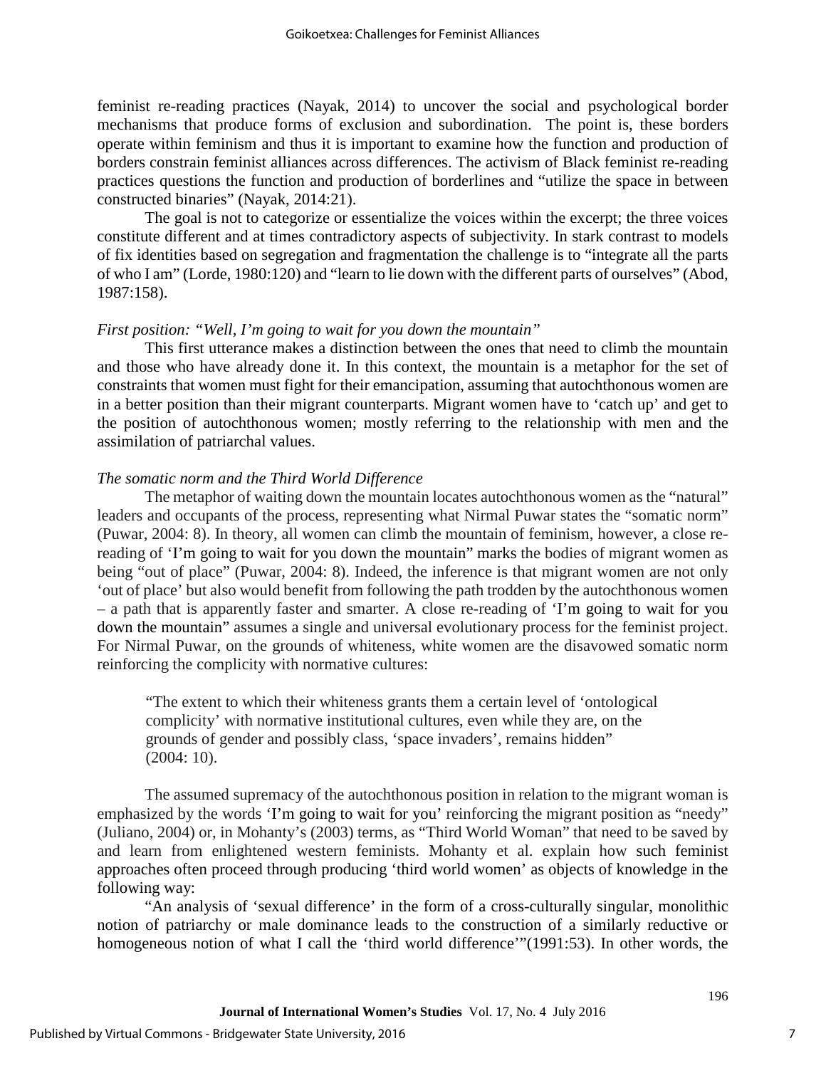feminist re-reading practices (Nayak, 2014) to uncover the social and psychological border mechanisms that produce forms of exclusion and subordination. The point is, these borders operate within feminism and thus it is important to examine how the function and production of borders constrain feminist alliances across differences. The activism of Black feminist re-reading practices questions the function and production of borderlines and "utilize the space in between constructed binaries" (Nayak, 2014:21).

The goal is not to categorize or essentialize the voices within the excerpt; the three voices constitute different and at times contradictory aspects of subjectivity. In stark contrast to models of fix identities based on segregation and fragmentation the challenge is to "integrate all the parts of who I am" (Lorde, 1980:120) and "learn to lie down with the different parts of ourselves" (Abod, 1987:158).

*First position: "Well, I'm going to wait for you down the mountain"*

This first utterance makes a distinction between the ones that need to climb the mountain and those who have already done it. In this context, the mountain is a metaphor for the set of constraints that women must fight for their emancipation, assuming that autochthonous women are in a better position than their migrant counterparts. Migrant women have to 'catch up' and get to the position of autochthonous women; mostly referring to the relationship with men and the assimilation of patriarchal values.

*The somatic norm and the Third World Difference*

The metaphor of waiting down the mountain locates autochthonous women as the "natural" leaders and occupants of the process, representing what Nirmal Puwar states the "somatic norm" (Puwar, 2004: 8). In theory, all women can climb the mountain of feminism, however, a close re-reading of 'I'm going to wait for you down the mountain" marks the bodies of migrant women as being "out of place" (Puwar, 2004: 8). Indeed, the inference is that migrant women are not only 'out of place' but also would benefit from following the path trodden by the autochthonous women – a path that is apparently faster and smarter. A close re-reading of 'I'm going to wait for you down the mountain" assumes a single and universal evolutionary process for the feminist project. For Nirmal Puwar, on the grounds of whiteness, white women are the disavowed somatic norm reinforcing the complicity with normative cultures:

> "The extent to which their whiteness grants them a certain level of 'ontological complicity' with normative institutional cultures, even while they are, on the grounds of gender and possibly class, 'space invaders', remains hidden" (2004: 10).

The assumed supremacy of the autochthonous position in relation to the migrant woman is emphasized by the words 'I'm going to wait for you' reinforcing the migrant position as "needy" (Juliano, 2004) or, in Mohanty's (2003) terms, as "Third World Woman" that need to be saved by and learn from enlightened western feminists. Mohanty et al. explain how such feminist approaches often proceed through producing 'third world women' as objects of knowledge in the following way:

"An analysis of 'sexual difference' in the form of a cross-culturally singular, monolithic notion of patriarchy or male dominance leads to the construction of a similarly reductive or homogeneous notion of what I call the 'third world difference'"(1991:53). In other words, the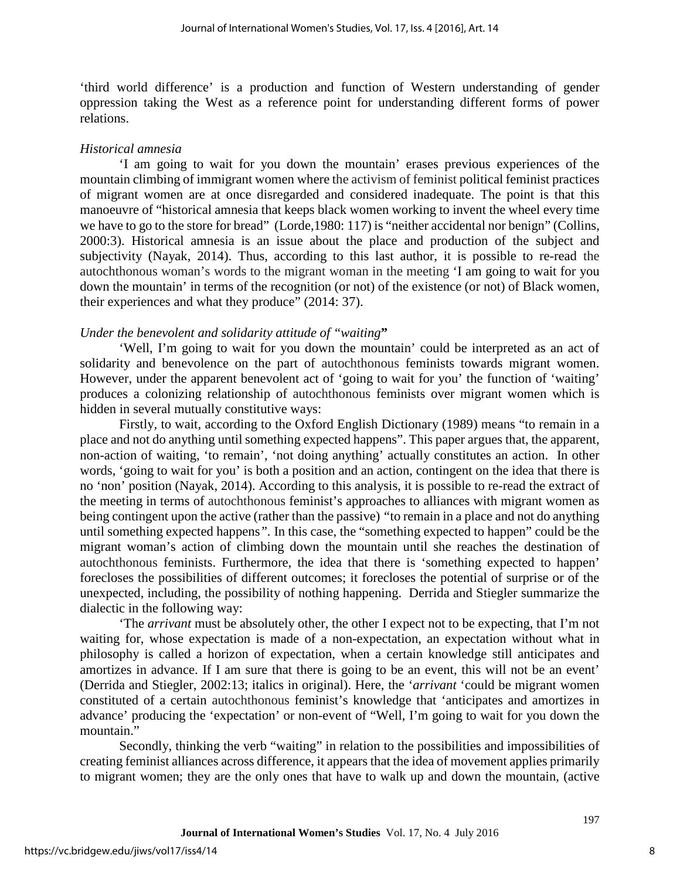'third world difference' is a production and function of Western understanding of gender oppression taking the West as a reference point for understanding different forms of power relations.

*Historical amnesia*

'I am going to wait for you down the mountain' erases previous experiences of the mountain climbing of immigrant women where the activism of feminist political feminist practices of migrant women are at once disregarded and considered inadequate. The point is that this manoeuvre of "historical amnesia that keeps black women working to invent the wheel every time we have to go to the store for bread" (Lorde,1980: 117) is "neither accidental nor benign" (Collins, 2000:3). Historical amnesia is an issue about the place and production of the subject and subjectivity (Nayak, 2014). Thus, according to this last author, it is possible to re-read the autochthonous woman's words to the migrant woman in the meeting 'I am going to wait for you down the mountain' in terms of the recognition (or not) of the existence (or not) of Black women, their experiences and what they produce" (2014: 37).

*Under the benevolent and solidarity attitude of "waiting"*

'Well, I'm going to wait for you down the mountain' could be interpreted as an act of solidarity and benevolence on the part of autochthonous feminists towards migrant women. However, under the apparent benevolent act of 'going to wait for you' the function of 'waiting' produces a colonizing relationship of autochthonous feminists over migrant women which is hidden in several mutually constitutive ways:

Firstly, to wait, according to the Oxford English Dictionary (1989) means "to remain in a place and not do anything until something expected happens". This paper argues that, the apparent, non-action of waiting, 'to remain', 'not doing anything' actually constitutes an action. In other words, 'going to wait for you' is both a position and an action, contingent on the idea that there is no 'non' position (Nayak, 2014). According to this analysis, it is possible to re-read the extract of the meeting in terms of autochthonous feminist's approaches to alliances with migrant women as being contingent upon the active (rather than the passive) *"*to remain in a place and not do anything until something expected happens*"*. In this case, the "something expected to happen" could be the migrant woman's action of climbing down the mountain until she reaches the destination of autochthonous feminists. Furthermore, the idea that there is 'something expected to happen' forecloses the possibilities of different outcomes; it forecloses the potential of surprise or of the unexpected, including, the possibility of nothing happening. Derrida and Stiegler summarize the dialectic in the following way:

'The *arrivant* must be absolutely other, the other I expect not to be expecting, that I'm not waiting for, whose expectation is made of a non-expectation, an expectation without what in philosophy is called a horizon of expectation, when a certain knowledge still anticipates and amortizes in advance. If I am sure that there is going to be an event, this will not be an event' (Derrida and Stiegler, 2002:13; italics in original). Here, the '*arrivant* 'could be migrant women constituted of a certain autochthonous feminist's knowledge that 'anticipates and amortizes in advance' producing the 'expectation' or non-event of "Well, I'm going to wait for you down the mountain."

Secondly, thinking the verb "waiting" in relation to the possibilities and impossibilities of creating feminist alliances across difference, it appears that the idea of movement applies primarily to migrant women; they are the only ones that have to walk up and down the mountain, (active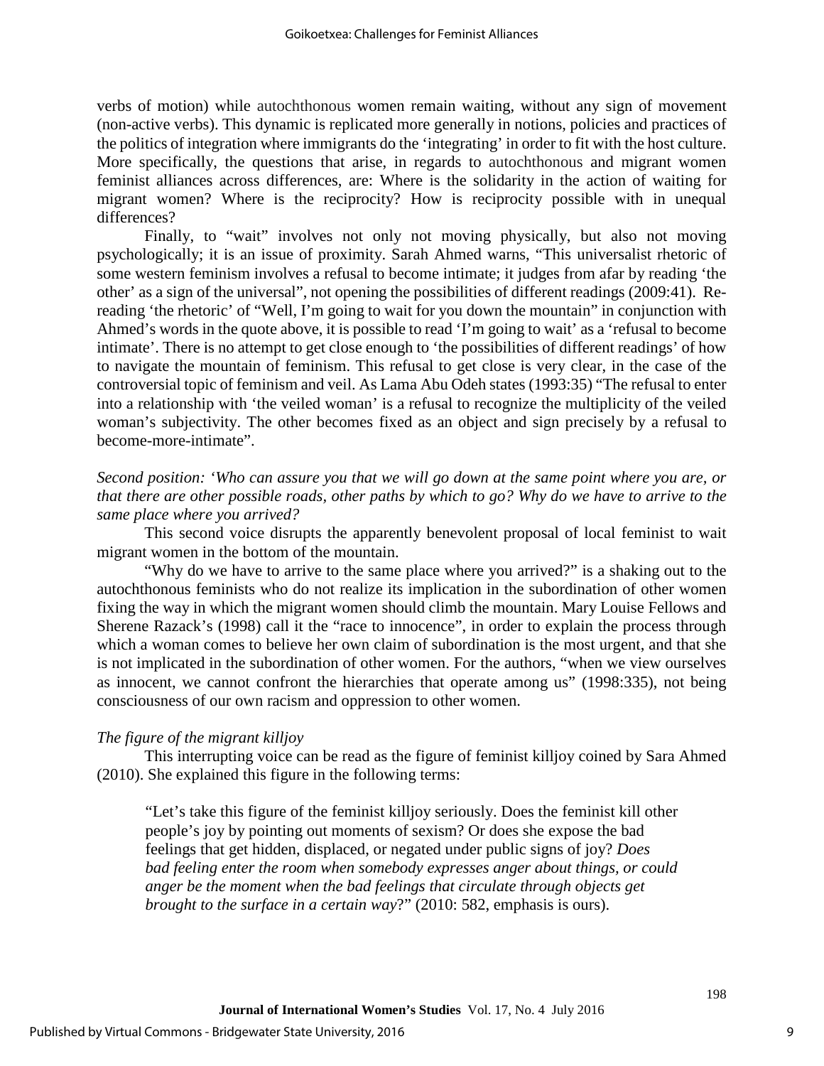verbs of motion) while autochthonous women remain waiting, without any sign of movement (non-active verbs). This dynamic is replicated more generally in notions, policies and practices of the politics of integration where immigrants do the 'integrating' in order to fit with the host culture. More specifically, the questions that arise, in regards to autochthonous and migrant women feminist alliances across differences, are: Where is the solidarity in the action of waiting for migrant women? Where is the reciprocity? How is reciprocity possible with in unequal differences?

Finally, to "wait" involves not only not moving physically, but also not moving psychologically; it is an issue of proximity. Sarah Ahmed warns, "This universalist rhetoric of some western feminism involves a refusal to become intimate; it judges from afar by reading 'the other' as a sign of the universal", not opening the possibilities of different readings (2009:41). Re-reading 'the rhetoric' of "Well, I'm going to wait for you down the mountain" in conjunction with Ahmed's words in the quote above, it is possible to read 'I'm going to wait' as a 'refusal to become intimate'. There is no attempt to get close enough to 'the possibilities of different readings' of how to navigate the mountain of feminism. This refusal to get close is very clear, in the case of the controversial topic of feminism and veil. As Lama Abu Odeh states (1993:35) "The refusal to enter into a relationship with 'the veiled woman' is a refusal to recognize the multiplicity of the veiled woman's subjectivity. The other becomes fixed as an object and sign precisely by a refusal to become-more-intimate".

*Second position: 'Who can assure you that we will go down at the same point where you are, or that there are other possible roads, other paths by which to go? Why do we have to arrive to the same place where you arrived?*

This second voice disrupts the apparently benevolent proposal of local feminist to wait migrant women in the bottom of the mountain.

"Why do we have to arrive to the same place where you arrived?" is a shaking out to the autochthonous feminists who do not realize its implication in the subordination of other women fixing the way in which the migrant women should climb the mountain. Mary Louise Fellows and Sherene Razack's (1998) call it the "race to innocence", in order to explain the process through which a woman comes to believe her own claim of subordination is the most urgent, and that she is not implicated in the subordination of other women. For the authors, "when we view ourselves as innocent, we cannot confront the hierarchies that operate among us" (1998:335), not being consciousness of our own racism and oppression to other women.

*The figure of the migrant killjoy*

This interrupting voice can be read as the figure of feminist killjoy coined by Sara Ahmed (2010). She explained this figure in the following terms:

> "Let's take this figure of the feminist killjoy seriously. Does the feminist kill other people's joy by pointing out moments of sexism? Or does she expose the bad feelings that get hidden, displaced, or negated under public signs of joy? *Does bad feeling enter the room when somebody expresses anger about things, or could anger be the moment when the bad feelings that circulate through objects get brought to the surface in a certain way*?" (2010: 582, emphasis is ours).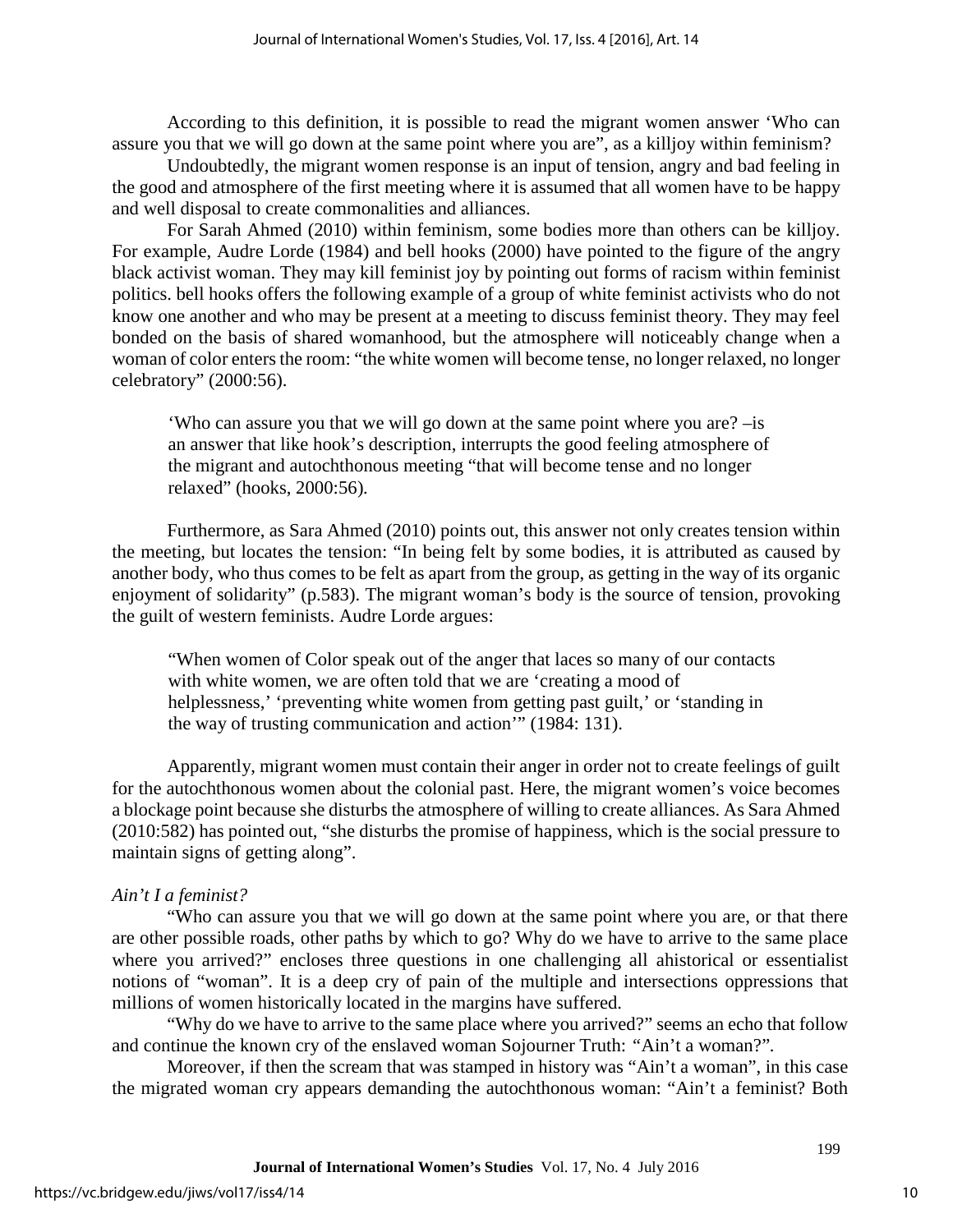According to this definition, it is possible to read the migrant women answer 'Who can assure you that we will go down at the same point where you are", as a killjoy within feminism?

Undoubtedly, the migrant women response is an input of tension, angry and bad feeling in the good and atmosphere of the first meeting where it is assumed that all women have to be happy and well disposal to create commonalities and alliances.

For Sarah Ahmed (2010) within feminism, some bodies more than others can be killjoy. For example, Audre Lorde (1984) and bell hooks (2000) have pointed to the figure of the angry black activist woman. They may kill feminist joy by pointing out forms of racism within feminist politics. bell hooks offers the following example of a group of white feminist activists who do not know one another and who may be present at a meeting to discuss feminist theory. They may feel bonded on the basis of shared womanhood, but the atmosphere will noticeably change when a woman of color enters the room: "the white women will become tense, no longer relaxed, no longer celebratory" (2000:56).

> 'Who can assure you that we will go down at the same point where you are? –is an answer that like hook's description, interrupts the good feeling atmosphere of the migrant and autochthonous meeting "that will become tense and no longer relaxed" (hooks, 2000:56).

Furthermore, as Sara Ahmed (2010) points out, this answer not only creates tension within the meeting, but locates the tension: "In being felt by some bodies, it is attributed as caused by another body, who thus comes to be felt as apart from the group, as getting in the way of its organic enjoyment of solidarity" (p.583). The migrant woman's body is the source of tension, provoking the guilt of western feminists. Audre Lorde argues:

> "When women of Color speak out of the anger that laces so many of our contacts with white women, we are often told that we are 'creating a mood of helplessness,' 'preventing white women from getting past guilt,' or 'standing in the way of trusting communication and action'" (1984: 131).

Apparently, migrant women must contain their anger in order not to create feelings of guilt for the autochthonous women about the colonial past. Here, the migrant women's voice becomes a blockage point because she disturbs the atmosphere of willing to create alliances. As Sara Ahmed (2010:582) has pointed out, "she disturbs the promise of happiness, which is the social pressure to maintain signs of getting along".

*Ain't I a feminist?*

"Who can assure you that we will go down at the same point where you are, or that there are other possible roads, other paths by which to go? Why do we have to arrive to the same place where you arrived?" encloses three questions in one challenging all ahistorical or essentialist notions of "woman". It is a deep cry of pain of the multiple and intersections oppressions that millions of women historically located in the margins have suffered.

"Why do we have to arrive to the same place where you arrived?" seems an echo that follow and continue the known cry of the enslaved woman Sojourner Truth: "Ain't a woman?".

Moreover, if then the scream that was stamped in history was "Ain't a woman", in this case the migrated woman cry appears demanding the autochthonous woman: "Ain't a feminist? Both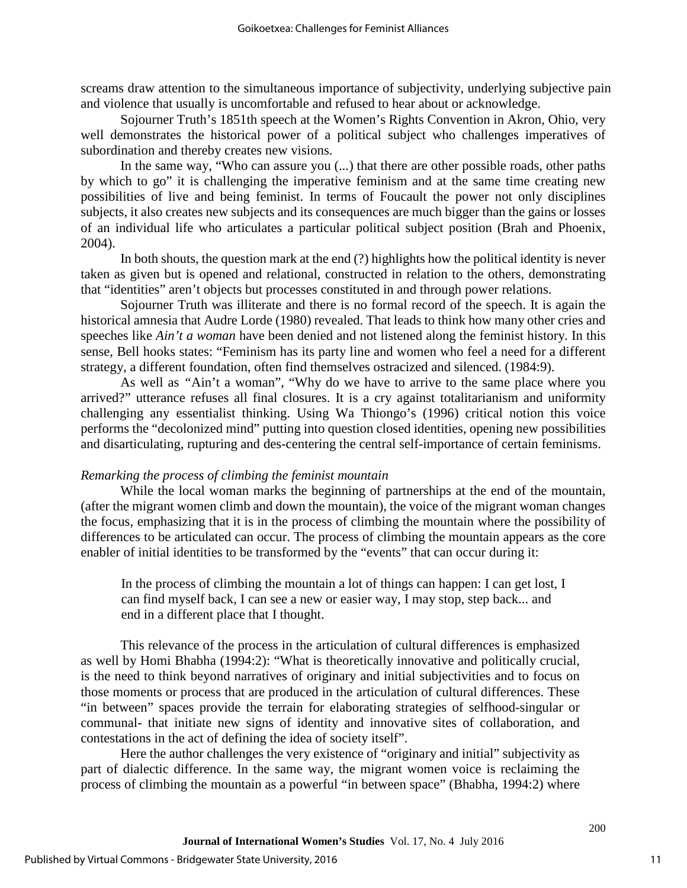screams draw attention to the simultaneous importance of subjectivity, underlying subjective pain and violence that usually is uncomfortable and refused to hear about or acknowledge.

Sojourner Truth's 1851th speech at the Women's Rights Convention in Akron, Ohio, very well demonstrates the historical power of a political subject who challenges imperatives of subordination and thereby creates new visions.

In the same way, "Who can assure you (...) that there are other possible roads, other paths by which to go" it is challenging the imperative feminism and at the same time creating new possibilities of live and being feminist. In terms of Foucault the power not only disciplines subjects, it also creates new subjects and its consequences are much bigger than the gains or losses of an individual life who articulates a particular political subject position (Brah and Phoenix, 2004).

In both shouts, the question mark at the end (?) highlights how the political identity is never taken as given but is opened and relational, constructed in relation to the others, demonstrating that "identities" aren't objects but processes constituted in and through power relations.

Sojourner Truth was illiterate and there is no formal record of the speech. It is again the historical amnesia that Audre Lorde (1980) revealed. That leads to think how many other cries and speeches like *Ain't a woman* have been denied and not listened along the feminist history. In this sense, Bell hooks states: "Feminism has its party line and women who feel a need for a different strategy, a different foundation, often find themselves ostracized and silenced. (1984:9).

As well as "Ain't a woman", "Why do we have to arrive to the same place where you arrived?" utterance refuses all final closures. It is a cry against totalitarianism and uniformity challenging any essentialist thinking. Using Wa Thiongo's (1996) critical notion this voice performs the "decolonized mind" putting into question closed identities, opening new possibilities and disarticulating, rupturing and des-centering the central self-importance of certain feminisms.

*Remarking the process of climbing the feminist mountain*

While the local woman marks the beginning of partnerships at the end of the mountain, (after the migrant women climb and down the mountain), the voice of the migrant woman changes the focus, emphasizing that it is in the process of climbing the mountain where the possibility of differences to be articulated can occur. The process of climbing the mountain appears as the core enabler of initial identities to be transformed by the "events" that can occur during it:

> In the process of climbing the mountain a lot of things can happen: I can get lost, I can find myself back, I can see a new or easier way, I may stop, step back... and end in a different place that I thought.

This relevance of the process in the articulation of cultural differences is emphasized as well by Homi Bhabha (1994:2): "What is theoretically innovative and politically crucial, is the need to think beyond narratives of originary and initial subjectivities and to focus on those moments or process that are produced in the articulation of cultural differences. These "in between" spaces provide the terrain for elaborating strategies of selfhood-singular or communal- that initiate new signs of identity and innovative sites of collaboration, and contestations in the act of defining the idea of society itself".

Here the author challenges the very existence of "originary and initial" subjectivity as part of dialectic difference. In the same way, the migrant women voice is reclaiming the process of climbing the mountain as a powerful "in between space" (Bhabha, 1994:2) where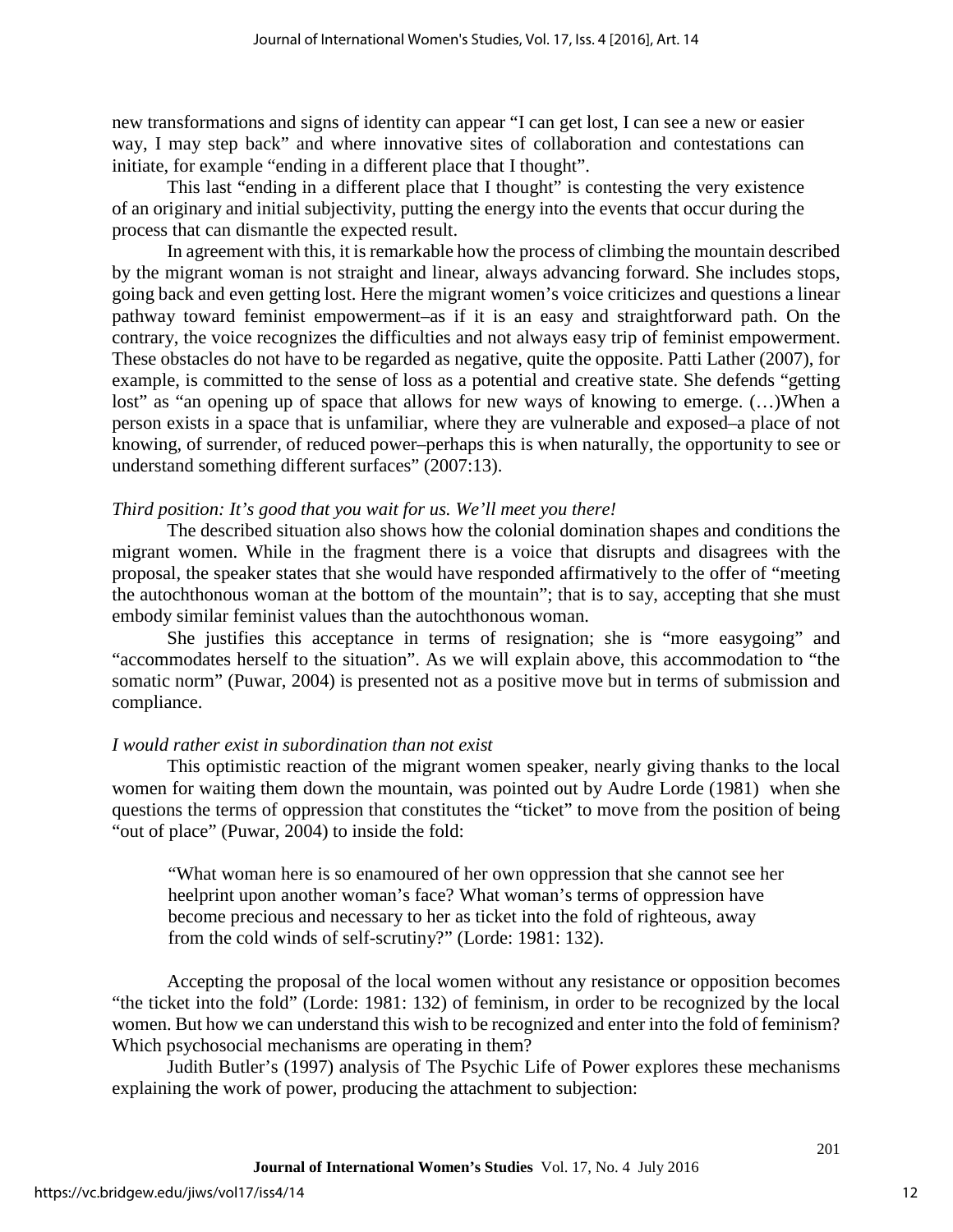new transformations and signs of identity can appear "I can get lost, I can see a new or easier way, I may step back" and where innovative sites of collaboration and contestations can initiate, for example "ending in a different place that I thought".

This last "ending in a different place that I thought" is contesting the very existence of an originary and initial subjectivity, putting the energy into the events that occur during the process that can dismantle the expected result.

In agreement with this, it is remarkable how the process of climbing the mountain described by the migrant woman is not straight and linear, always advancing forward. She includes stops, going back and even getting lost. Here the migrant women's voice criticizes and questions a linear pathway toward feminist empowerment–as if it is an easy and straightforward path. On the contrary, the voice recognizes the difficulties and not always easy trip of feminist empowerment. These obstacles do not have to be regarded as negative, quite the opposite. Patti Lather (2007), for example, is committed to the sense of loss as a potential and creative state. She defends "getting lost" as "an opening up of space that allows for new ways of knowing to emerge. (…)When a person exists in a space that is unfamiliar, where they are vulnerable and exposed–a place of not knowing, of surrender, of reduced power–perhaps this is when naturally, the opportunity to see or understand something different surfaces" (2007:13).

*Third position: It's good that you wait for us. We'll meet you there!*

The described situation also shows how the colonial domination shapes and conditions the migrant women. While in the fragment there is a voice that disrupts and disagrees with the proposal, the speaker states that she would have responded affirmatively to the offer of "meeting the autochthonous woman at the bottom of the mountain"; that is to say, accepting that she must embody similar feminist values than the autochthonous woman.

She justifies this acceptance in terms of resignation; she is "more easygoing" and "accommodates herself to the situation". As we will explain above, this accommodation to "the somatic norm" (Puwar, 2004) is presented not as a positive move but in terms of submission and compliance.

*I would rather exist in subordination than not exist*

This optimistic reaction of the migrant women speaker, nearly giving thanks to the local women for waiting them down the mountain, was pointed out by Audre Lorde (1981) when she questions the terms of oppression that constitutes the "ticket" to move from the position of being "out of place" (Puwar, 2004) to inside the fold:

> "What woman here is so enamoured of her own oppression that she cannot see her heelprint upon another woman's face? What woman's terms of oppression have become precious and necessary to her as ticket into the fold of righteous, away from the cold winds of self-scrutiny?" (Lorde: 1981: 132).

Accepting the proposal of the local women without any resistance or opposition becomes "the ticket into the fold" (Lorde: 1981: 132) of feminism, in order to be recognized by the local women. But how we can understand this wish to be recognized and enter into the fold of feminism? Which psychosocial mechanisms are operating in them?

Judith Butler's (1997) analysis of The Psychic Life of Power explores these mechanisms explaining the work of power, producing the attachment to subjection: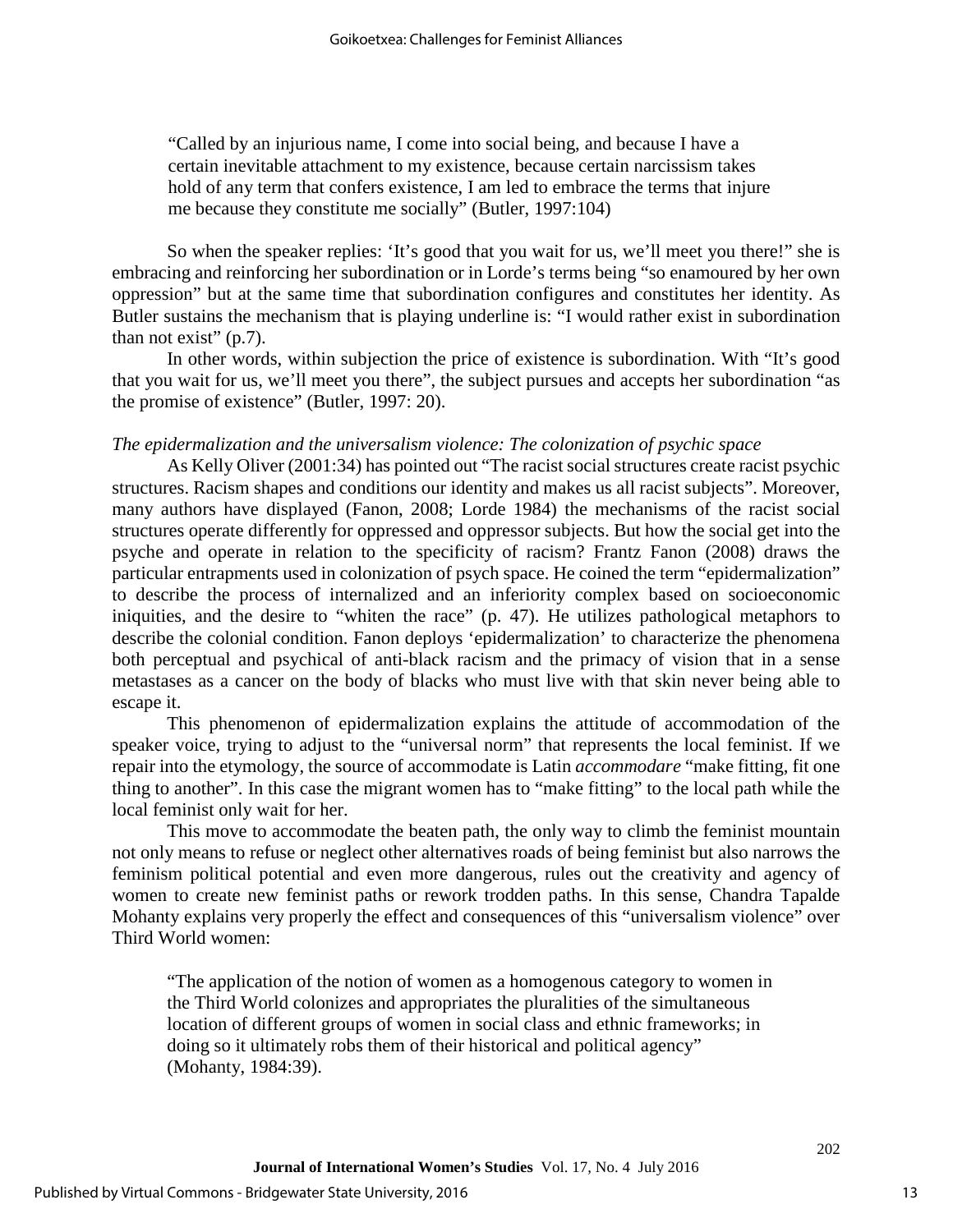> "Called by an injurious name, I come into social being, and because I have a certain inevitable attachment to my existence, because certain narcissism takes hold of any term that confers existence, I am led to embrace the terms that injure me because they constitute me socially" (Butler, 1997:104)

So when the speaker replies: 'It's good that you wait for us, we'll meet you there!" she is embracing and reinforcing her subordination or in Lorde's terms being "so enamoured by her own oppression" but at the same time that subordination configures and constitutes her identity. As Butler sustains the mechanism that is playing underline is: "I would rather exist in subordination than not exist" (p.7).

In other words, within subjection the price of existence is subordination. With "It's good that you wait for us, we'll meet you there", the subject pursues and accepts her subordination "as the promise of existence" (Butler, 1997: 20).

*The epidermalization and the universalism violence: The colonization of psychic space*

As Kelly Oliver (2001:34) has pointed out "The racist social structures create racist psychic structures. Racism shapes and conditions our identity and makes us all racist subjects". Moreover, many authors have displayed (Fanon, 2008; Lorde 1984) the mechanisms of the racist social structures operate differently for oppressed and oppressor subjects. But how the social get into the psyche and operate in relation to the specificity of racism? Frantz Fanon (2008) draws the particular entrapments used in colonization of psych space. He coined the term "epidermalization" to describe the process of internalized and an inferiority complex based on socioeconomic iniquities, and the desire to "whiten the race" (p. 47). He utilizes pathological metaphors to describe the colonial condition. Fanon deploys 'epidermalization' to characterize the phenomena both perceptual and psychical of anti-black racism and the primacy of vision that in a sense metastases as a cancer on the body of blacks who must live with that skin never being able to escape it.

This phenomenon of epidermalization explains the attitude of accommodation of the speaker voice, trying to adjust to the "universal norm" that represents the local feminist. If we repair into the etymology, the source of accommodate is Latin *accommodare* "make fitting, fit one thing to another". In this case the migrant women has to "make fitting" to the local path while the local feminist only wait for her.

This move to accommodate the beaten path, the only way to climb the feminist mountain not only means to refuse or neglect other alternatives roads of being feminist but also narrows the feminism political potential and even more dangerous, rules out the creativity and agency of women to create new feminist paths or rework trodden paths. In this sense, Chandra Tapalde Mohanty explains very properly the effect and consequences of this "universalism violence" over Third World women:

> "The application of the notion of women as a homogenous category to women in the Third World colonizes and appropriates the pluralities of the simultaneous location of different groups of women in social class and ethnic frameworks; in doing so it ultimately robs them of their historical and political agency" (Mohanty, 1984:39).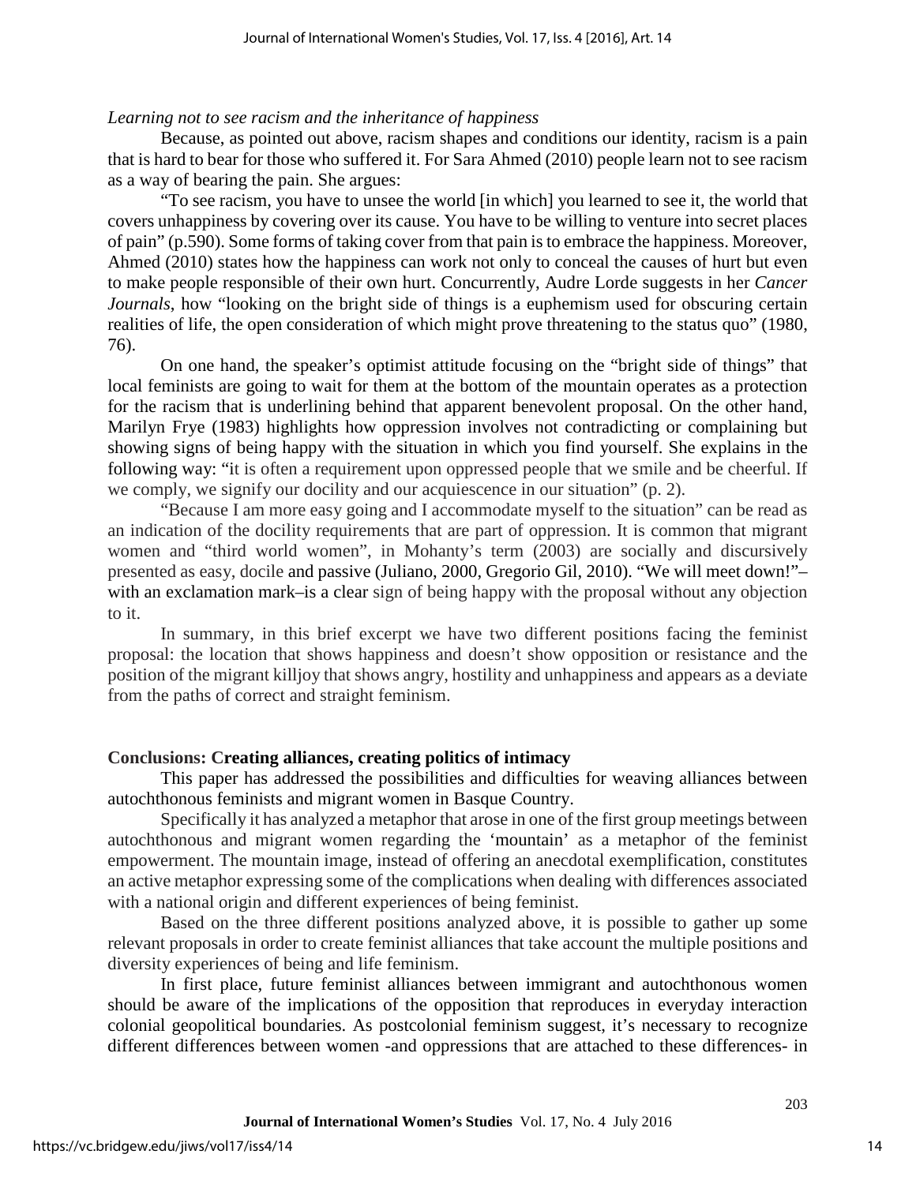*Learning not to see racism and the inheritance of happiness*

Because, as pointed out above, racism shapes and conditions our identity, racism is a pain that is hard to bear for those who suffered it. For Sara Ahmed (2010) people learn not to see racism as a way of bearing the pain. She argues:

"To see racism, you have to unsee the world [in which] you learned to see it, the world that covers unhappiness by covering over its cause. You have to be willing to venture into secret places of pain" (p.590). Some forms of taking cover from that pain is to embrace the happiness. Moreover, Ahmed (2010) states how the happiness can work not only to conceal the causes of hurt but even to make people responsible of their own hurt. Concurrently, Audre Lorde suggests in her *Cancer Journals*, how "looking on the bright side of things is a euphemism used for obscuring certain realities of life, the open consideration of which might prove threatening to the status quo" (1980, 76).

On one hand, the speaker's optimist attitude focusing on the "bright side of things" that local feminists are going to wait for them at the bottom of the mountain operates as a protection for the racism that is underlining behind that apparent benevolent proposal. On the other hand, Marilyn Frye (1983) highlights how oppression involves not contradicting or complaining but showing signs of being happy with the situation in which you find yourself. She explains in the following way: "it is often a requirement upon oppressed people that we smile and be cheerful. If we comply, we signify our docility and our acquiescence in our situation" (p. 2).

"Because I am more easy going and I accommodate myself to the situation" can be read as an indication of the docility requirements that are part of oppression. It is common that migrant women and "third world women", in Mohanty's term (2003) are socially and discursively presented as easy, docile and passive (Juliano, 2000, Gregorio Gil, 2010). "We will meet down!"– with an exclamation mark–is a clear sign of being happy with the proposal without any objection to it.

In summary, in this brief excerpt we have two different positions facing the feminist proposal: the location that shows happiness and doesn't show opposition or resistance and the position of the migrant killjoy that shows angry, hostility and unhappiness and appears as a deviate from the paths of correct and straight feminism.

## Conclusions: Creating alliances, creating politics of intimacy

This paper has addressed the possibilities and difficulties for weaving alliances between autochthonous feminists and migrant women in Basque Country.

Specifically it has analyzed a metaphor that arose in one of the first group meetings between autochthonous and migrant women regarding the 'mountain' as a metaphor of the feminist empowerment. The mountain image, instead of offering an anecdotal exemplification, constitutes an active metaphor expressing some of the complications when dealing with differences associated with a national origin and different experiences of being feminist.

Based on the three different positions analyzed above, it is possible to gather up some relevant proposals in order to create feminist alliances that take account the multiple positions and diversity experiences of being and life feminism.

In first place, future feminist alliances between immigrant and autochthonous women should be aware of the implications of the opposition that reproduces in everyday interaction colonial geopolitical boundaries. As postcolonial feminism suggest, it's necessary to recognize different differences between women -and oppressions that are attached to these differences- in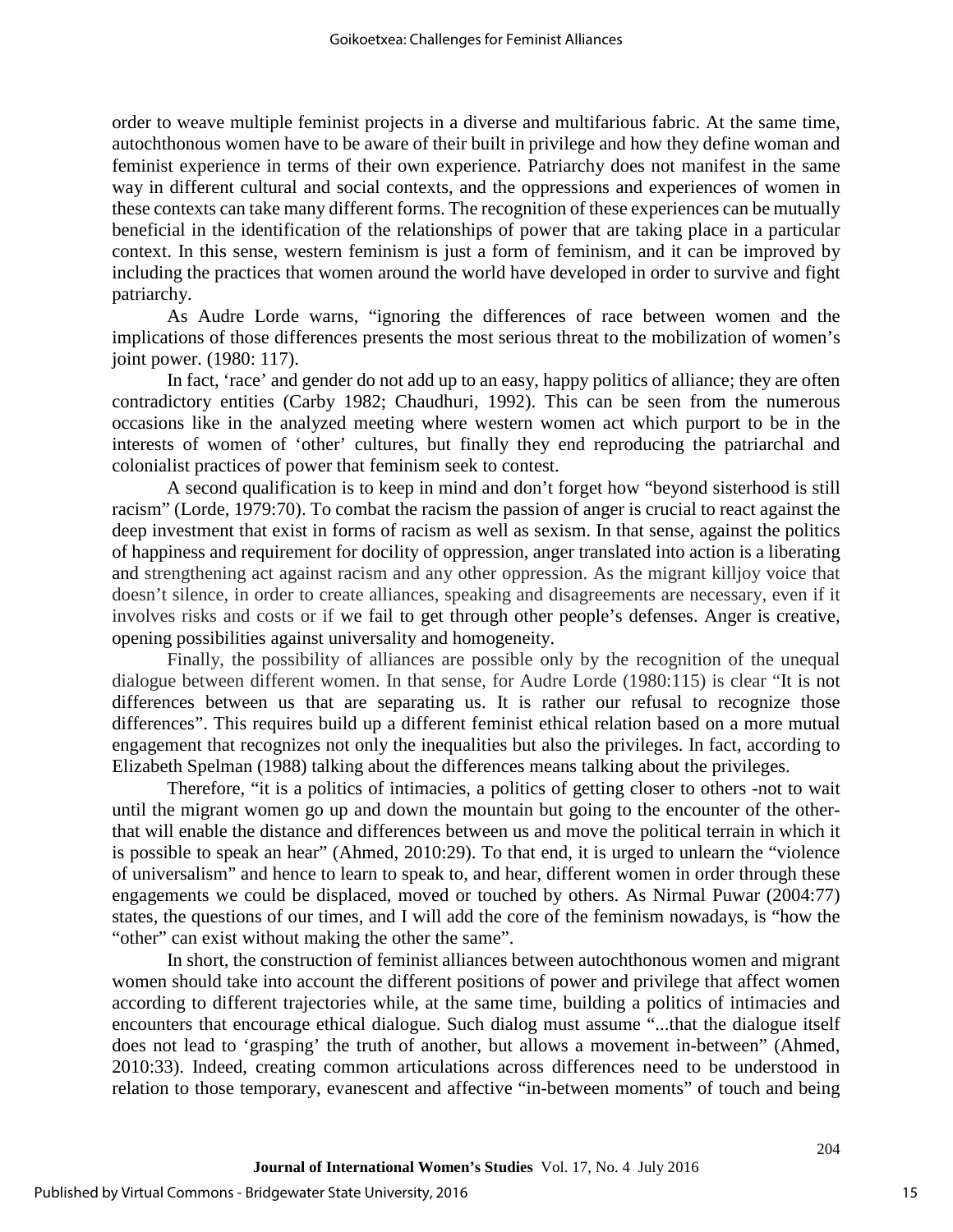order to weave multiple feminist projects in a diverse and multifarious fabric. At the same time, autochthonous women have to be aware of their built in privilege and how they define woman and feminist experience in terms of their own experience. Patriarchy does not manifest in the same way in different cultural and social contexts, and the oppressions and experiences of women in these contexts can take many different forms. The recognition of these experiences can be mutually beneficial in the identification of the relationships of power that are taking place in a particular context. In this sense, western feminism is just a form of feminism, and it can be improved by including the practices that women around the world have developed in order to survive and fight patriarchy.

As Audre Lorde warns, "ignoring the differences of race between women and the implications of those differences presents the most serious threat to the mobilization of women's joint power. (1980: 117).

In fact, 'race' and gender do not add up to an easy, happy politics of alliance; they are often contradictory entities (Carby 1982; Chaudhuri, 1992). This can be seen from the numerous occasions like in the analyzed meeting where western women act which purport to be in the interests of women of 'other' cultures, but finally they end reproducing the patriarchal and colonialist practices of power that feminism seek to contest.

A second qualification is to keep in mind and don't forget how "beyond sisterhood is still racism" (Lorde, 1979:70). To combat the racism the passion of anger is crucial to react against the deep investment that exist in forms of racism as well as sexism. In that sense, against the politics of happiness and requirement for docility of oppression, anger translated into action is a liberating and strengthening act against racism and any other oppression. As the migrant killjoy voice that doesn't silence, in order to create alliances, speaking and disagreements are necessary, even if it involves risks and costs or if we fail to get through other people's defenses. Anger is creative, opening possibilities against universality and homogeneity.

Finally, the possibility of alliances are possible only by the recognition of the unequal dialogue between different women. In that sense, for Audre Lorde (1980:115) is clear "It is not differences between us that are separating us. It is rather our refusal to recognize those differences". This requires build up a different feminist ethical relation based on a more mutual engagement that recognizes not only the inequalities but also the privileges. In fact, according to Elizabeth Spelman (1988) talking about the differences means talking about the privileges.

Therefore, "it is a politics of intimacies, a politics of getting closer to others -not to wait until the migrant women go up and down the mountain but going to the encounter of the other- that will enable the distance and differences between us and move the political terrain in which it is possible to speak an hear" (Ahmed, 2010:29). To that end, it is urged to unlearn the "violence of universalism" and hence to learn to speak to, and hear, different women in order through these engagements we could be displaced, moved or touched by others. As Nirmal Puwar (2004:77) states, the questions of our times, and I will add the core of the feminism nowadays, is "how the "other" can exist without making the other the same".

In short, the construction of feminist alliances between autochthonous women and migrant women should take into account the different positions of power and privilege that affect women according to different trajectories while, at the same time, building a politics of intimacies and encounters that encourage ethical dialogue. Such dialog must assume "...that the dialogue itself does not lead to 'grasping' the truth of another, but allows a movement in-between" (Ahmed, 2010:33). Indeed, creating common articulations across differences need to be understood in relation to those temporary, evanescent and affective "in-between moments" of touch and being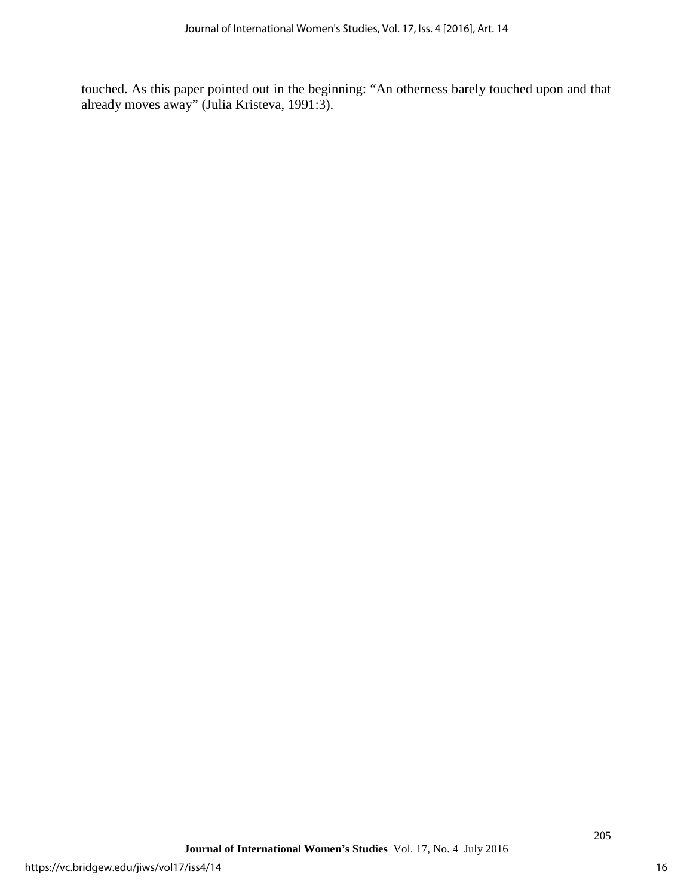touched. As this paper pointed out in the beginning: “An otherness barely touched upon and that already moves away” (Julia Kristeva, 1991:3).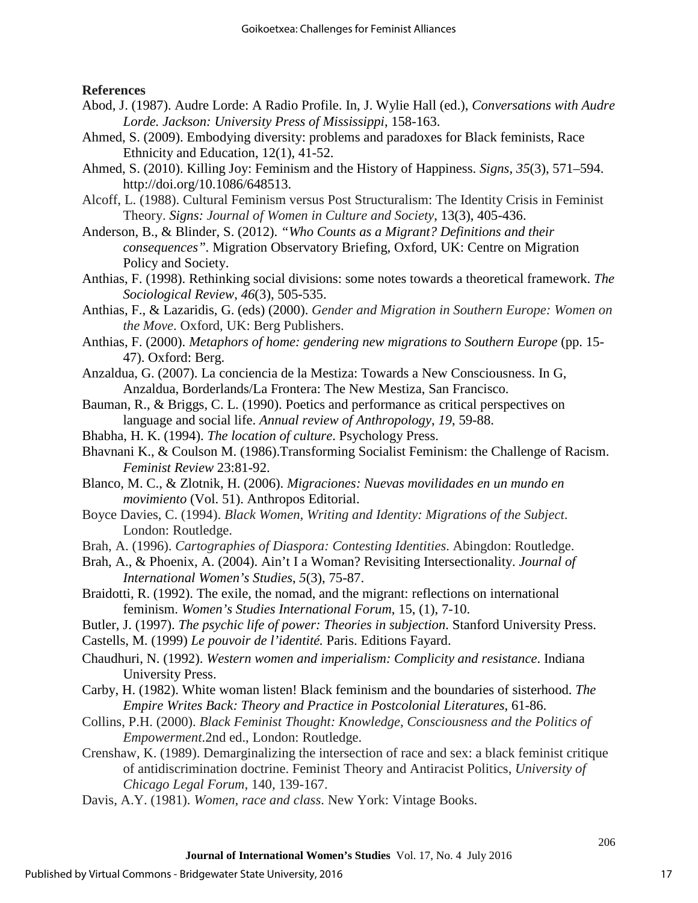**References**

Abod, J. (1987). Audre Lorde: A Radio Profile. In, J. Wylie Hall (ed.), *Conversations with Audre Lorde. Jackson: University Press of Mississippi*, 158-163.

Ahmed, S. (2009). Embodying diversity: problems and paradoxes for Black feminists, Race Ethnicity and Education, 12(1), 41-52.

Ahmed, S. (2010). Killing Joy: Feminism and the History of Happiness. *Signs*, *35*(3), 571–594. http://doi.org/10.1086/648513.

Alcoff, L. (1988). Cultural Feminism versus Post Structuralism: The Identity Crisis in Feminist Theory. *Signs: Journal of Women in Culture and Society*, 13(3), 405-436.

Anderson, B., & Blinder, S. (2012). *"Who Counts as a Migrant? Definitions and their consequences"*. Migration Observatory Briefing, Oxford, UK: Centre on Migration Policy and Society.

Anthias, F. (1998). Rethinking social divisions: some notes towards a theoretical framework. *The Sociological Review*, *46*(3), 505-535.

Anthias, F., & Lazaridis, G. (eds) (2000). *Gender and Migration in Southern Europe: Women on the Move*. Oxford, UK: Berg Publishers.

Anthias, F. (2000). *Metaphors of home: gendering new migrations to Southern Europe* (pp. 15-47). Oxford: Berg.

Anzaldua, G. (2007). La conciencia de la Mestiza: Towards a New Consciousness. In G, Anzaldua, Borderlands/La Frontera: The New Mestiza, San Francisco.

Bauman, R., & Briggs, C. L. (1990). Poetics and performance as critical perspectives on language and social life. *Annual review of Anthropology*, *19*, 59-88.

Bhabha, H. K. (1994). *The location of culture*. Psychology Press.

Bhavnani K., & Coulson M. (1986).Transforming Socialist Feminism: the Challenge of Racism. *Feminist Review* 23:81-92.

Blanco, M. C., & Zlotnik, H. (2006). *Migraciones: Nuevas movilidades en un mundo en movimiento* (Vol. 51). Anthropos Editorial.

Boyce Davies, C. (1994). *Black Women, Writing and Identity: Migrations of the Subject*. London: Routledge.

Brah, A. (1996). *Cartographies of Diaspora: Contesting Identities*. Abingdon: Routledge.

Brah, A., & Phoenix, A. (2004). Ain't I a Woman? Revisiting Intersectionality. *Journal of International Women's Studies*, *5*(3), 75-87.

Braidotti, R. (1992). The exile, the nomad, and the migrant: reflections on international feminism. *Women's Studies International Forum*, 15, (1), 7-10.

Butler, J. (1997). *The psychic life of power: Theories in subjection*. Stanford University Press.

Castells, M. (1999) *Le pouvoir de l'identité.* Paris. Editions Fayard.

Chaudhuri, N. (1992). *Western women and imperialism: Complicity and resistance*. Indiana University Press.

Carby, H. (1982). White woman listen! Black feminism and the boundaries of sisterhood. *The Empire Writes Back: Theory and Practice in Postcolonial Literatures*, 61-86.

Collins, P.H. (2000). *Black Feminist Thought: Knowledge, Consciousness and the Politics of Empowerment*.2nd ed., London: Routledge.

Crenshaw, K. (1989). Demarginalizing the intersection of race and sex: a black feminist critique of antidiscrimination doctrine. Feminist Theory and Antiracist Politics, *University of Chicago Legal Forum*, 140, 139-167.

Davis, A.Y. (1981). *Women, race and class*. New York: Vintage Books.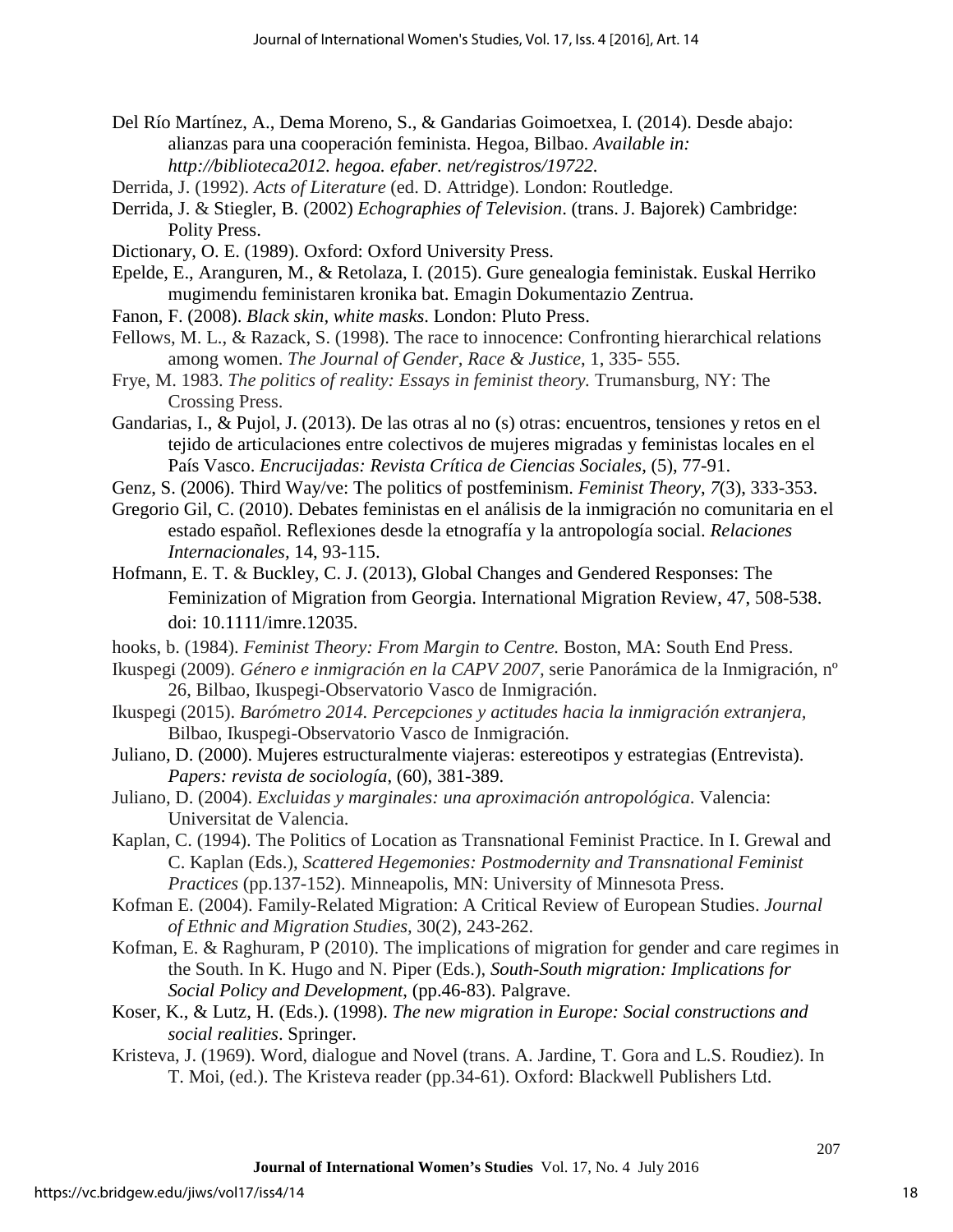Del Río Martínez, A., Dema Moreno, S., & Gandarias Goimoetxea, I. (2014). Desde abajo: alianzas para una cooperación feminista. Hegoa, Bilbao. *Available in: http://biblioteca2012. hegoa. efaber. net/registros/19722.*

Derrida, J. (1992). *Acts of Literature* (ed. D. Attridge). London: Routledge.

Derrida, J. & Stiegler, B. (2002) *Echographies of Television*. (trans. J. Bajorek) Cambridge: Polity Press.

Dictionary, O. E. (1989). Oxford: Oxford University Press.

Epelde, E., Aranguren, M., & Retolaza, I. (2015). Gure genealogia feministak. Euskal Herriko mugimendu feministaren kronika bat. Emagin Dokumentazio Zentrua.

Fanon, F. (2008). *Black skin, white masks*. London: Pluto Press.

Fellows, M. L., & Razack, S. (1998). The race to innocence: Confronting hierarchical relations among women. *The Journal of Gender, Race & Justice*, 1, 335- 555.

Frye, M. 1983. *The politics of reality: Essays in feminist theory.* Trumansburg, NY: The Crossing Press.

Gandarias, I., & Pujol, J. (2013). De las otras al no (s) otras: encuentros, tensiones y retos en el tejido de articulaciones entre colectivos de mujeres migradas y feministas locales en el País Vasco. *Encrucijadas: Revista Crítica de Ciencias Sociales*, (5), 77-91.

Genz, S. (2006). Third Way/ve: The politics of postfeminism. *Feminist Theory*, *7*(3), 333-353.

Gregorio Gil, C. (2010). Debates feministas en el análisis de la inmigración no comunitaria en el estado español. Reflexiones desde la etnografía y la antropología social. *Relaciones Internacionales,* 14, 93-115.

Hofmann, E. T. & Buckley, C. J. (2013), Global Changes and Gendered Responses: The Feminization of Migration from Georgia. International Migration Review, 47, 508-538. doi: 10.1111/imre.12035.

hooks, b. (1984). *Feminist Theory: From Margin to Centre.* Boston, MA: South End Press.

Ikuspegi (2009). *Género e inmigración en la CAPV 2007*, serie Panorámica de la Inmigración, nº 26, Bilbao, Ikuspegi-Observatorio Vasco de Inmigración.

Ikuspegi (2015). *Barómetro 2014. Percepciones y actitudes hacia la inmigración extranjera,* Bilbao, Ikuspegi-Observatorio Vasco de Inmigración.

Juliano, D. (2000). Mujeres estructuralmente viajeras: estereotipos y estrategias (Entrevista). *Papers: revista de sociología*, (60), 381-389.

Juliano, D. (2004). *Excluidas y marginales: una aproximación antropológica*. Valencia: Universitat de Valencia.

Kaplan, C. (1994). The Politics of Location as Transnational Feminist Practice. In I. Grewal and C. Kaplan (Eds.), *Scattered Hegemonies: Postmodernity and Transnational Feminist Practices* (pp.137-152). Minneapolis, MN: University of Minnesota Press.

Kofman E. (2004). Family-Related Migration: A Critical Review of European Studies. *Journal of Ethnic and Migration Studies,* 30(2), 243-262.

Kofman, E. & Raghuram, P (2010). The implications of migration for gender and care regimes in the South. In K. Hugo and N. Piper (Eds.), *South-South migration: Implications for Social Policy and Development*, (pp.46-83). Palgrave.

Koser, K., & Lutz, H. (Eds.). (1998). *The new migration in Europe: Social constructions and social realities*. Springer.

Kristeva, J. (1969). Word, dialogue and Novel (trans. A. Jardine, T. Gora and L.S. Roudiez). In T. Moi, (ed.). The Kristeva reader (pp.34-61). Oxford: Blackwell Publishers Ltd.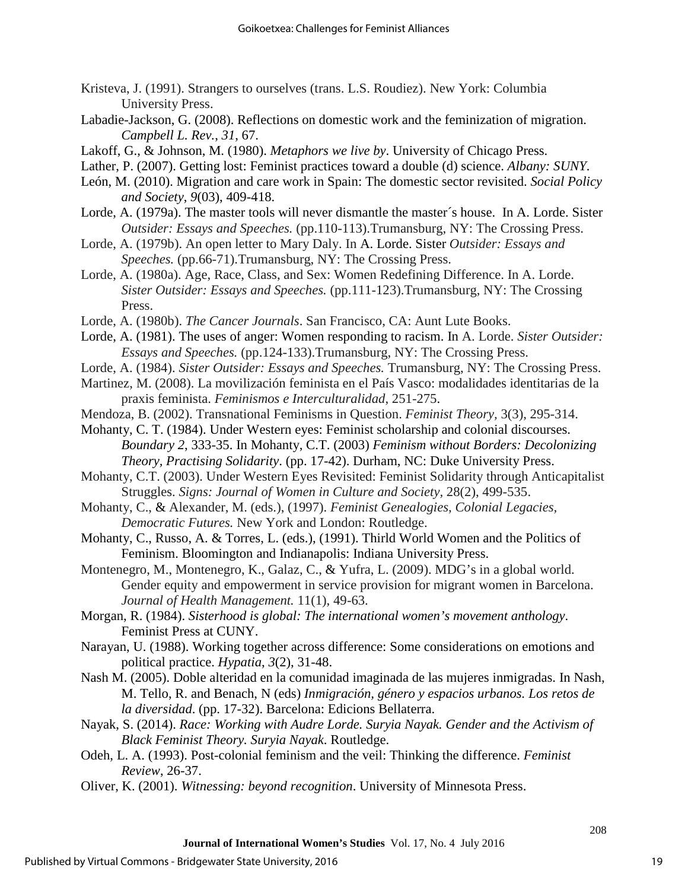Kristeva, J. (1991). Strangers to ourselves (trans. L.S. Roudiez). New York: Columbia University Press.

Labadie-Jackson, G. (2008). Reflections on domestic work and the feminization of migration. *Campbell L. Rev.*, *31*, 67.

Lakoff, G., & Johnson, M. (1980). *Metaphors we live by*. University of Chicago Press.

Lather, P. (2007). Getting lost: Feminist practices toward a double (d) science. *Albany: SUNY*.

León, M. (2010). Migration and care work in Spain: The domestic sector revisited. *Social Policy and Society*, *9*(03), 409-418.

Lorde, A. (1979a). The master tools will never dismantle the master´s house. In A. Lorde. Sister *Outsider: Essays and Speeches.* (pp.110-113).Trumansburg, NY: The Crossing Press.

Lorde, A. (1979b). An open letter to Mary Daly. In A. Lorde. Sister *Outsider: Essays and Speeches.* (pp.66-71).Trumansburg, NY: The Crossing Press.

Lorde, A. (1980a). Age, Race, Class, and Sex: Women Redefining Difference. In A. Lorde. *Sister Outsider: Essays and Speeches.* (pp.111-123).Trumansburg, NY: The Crossing Press.

Lorde, A. (1980b). *The Cancer Journals*. San Francisco, CA: Aunt Lute Books.

Lorde, A. (1981). The uses of anger: Women responding to racism. In A. Lorde. *Sister Outsider: Essays and Speeches.* (pp.124-133).Trumansburg, NY: The Crossing Press.

Lorde, A. (1984). *Sister Outsider: Essays and Speeches.* Trumansburg, NY: The Crossing Press.

Martinez, M. (2008). La movilización feminista en el País Vasco: modalidades identitarias de la praxis feminista. *Feminismos e Interculturalidad*, 251-275.

Mendoza, B. (2002). Transnational Feminisms in Question. *Feminist Theory,* 3(3), 295-314.

Mohanty, C. T. (1984). Under Western eyes: Feminist scholarship and colonial discourses. *Boundary 2*, 333-35. In Mohanty, C.T. (2003) *Feminism without Borders: Decolonizing Theory, Practising Solidarity*. (pp. 17-42). Durham, NC: Duke University Press.

Mohanty, C.T. (2003). Under Western Eyes Revisited: Feminist Solidarity through Anticapitalist Struggles. *Signs: Journal of Women in Culture and Society*, 28(2), 499-535.

Mohanty, C., & Alexander, M. (eds.), (1997). *Feminist Genealogies, Colonial Legacies, Democratic Futures.* New York and London: Routledge.

Mohanty, C., Russo, A. & Torres, L. (eds.), (1991). Thirld World Women and the Politics of Feminism. Bloomington and Indianapolis: Indiana University Press.

Montenegro, M., Montenegro, K., Galaz, C., & Yufra, L. (2009). MDG's in a global world. Gender equity and empowerment in service provision for migrant women in Barcelona. *Journal of Health Management.* 11(1), 49-63.

Morgan, R. (1984). *Sisterhood is global: The international women's movement anthology*. Feminist Press at CUNY.

Narayan, U. (1988). Working together across difference: Some considerations on emotions and political practice. *Hypatia*, *3*(2), 31-48.

Nash M. (2005). Doble alteridad en la comunidad imaginada de las mujeres inmigradas. In Nash, M. Tello, R. and Benach, N (eds) *Inmigración, género y espacios urbanos. Los retos de la diversidad*. (pp. 17-32). Barcelona: Edicions Bellaterra.

Nayak, S. (2014). *Race: Working with Audre Lorde. Suryia Nayak. Gender and the Activism of Black Feminist Theory. Suryia Nayak.* Routledge.

Odeh, L. A. (1993). Post-colonial feminism and the veil: Thinking the difference. *Feminist Review*, 26-37.

Oliver, K. (2001). *Witnessing: beyond recognition*. University of Minnesota Press.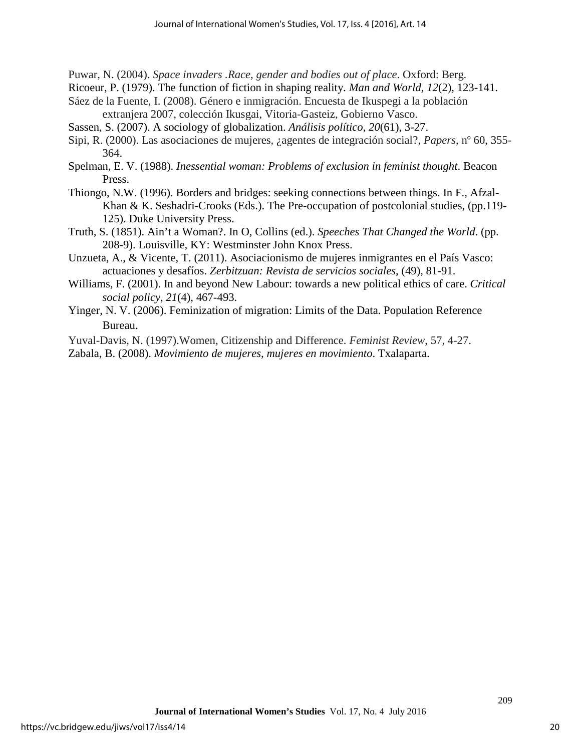Puwar, N. (2004). *Space invaders .Race, gender and bodies out of place*. Oxford: Berg.

Ricoeur, P. (1979). The function of fiction in shaping reality. *Man and World*, *12*(2), 123-141.

Sáez de la Fuente, I. (2008). Género e inmigración. Encuesta de Ikuspegi a la población extranjera 2007, colección Ikusgai, Vitoria-Gasteiz, Gobierno Vasco.

Sassen, S. (2007). A sociology of globalization. *Análisis político*, *20*(61), 3-27.

Sipi, R. (2000). Las asociaciones de mujeres, ¿agentes de integración social?, *Papers*, nº 60, 355-364.

Spelman, E. V. (1988). *Inessential woman: Problems of exclusion in feminist thought*. Beacon Press.

Thiongo, N.W. (1996). Borders and bridges: seeking connections between things. In F., Afzal-Khan & K. Seshadri-Crooks (Eds.). The Pre-occupation of postcolonial studies, (pp.119-125). Duke University Press.

Truth, S. (1851). Ain't a Woman?. In O, Collins (ed.). *Speeches That Changed the World*. (pp. 208-9). Louisville, KY: Westminster John Knox Press.

Unzueta, A., & Vicente, T. (2011). Asociacionismo de mujeres inmigrantes en el País Vasco: actuaciones y desafíos. *Zerbitzuan: Revista de servicios sociales*, (49), 81-91.

Williams, F. (2001). In and beyond New Labour: towards a new political ethics of care. *Critical social policy*, *21*(4), 467-493.

Yinger, N. V. (2006). Feminization of migration: Limits of the Data. Population Reference Bureau.

Yuval-Davis, N. (1997).Women, Citizenship and Difference. *Feminist Review*, 57, 4-27.

Zabala, B. (2008). *Movimiento de mujeres, mujeres en movimiento*. Txalaparta.